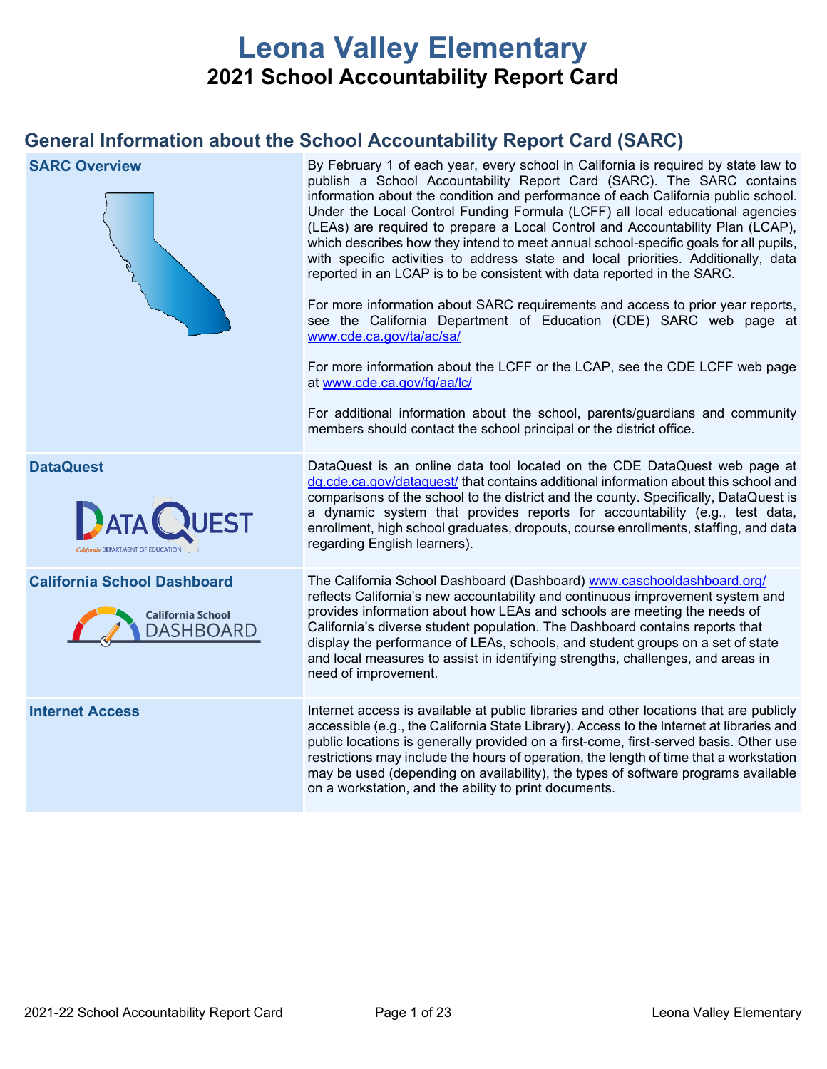# Leona Valley Elementary

## 2021 School Accountability Report Card

## General Information about the School Accountability Report Card (SARC)

| | |
|---|---|
| **SARC Overview** | By February 1 of each year, every school in California is required by state law to publish a School Accountability Report Card (SARC). The SARC contains information about the condition and performance of each California public school. Under the Local Control Funding Formula (LCFF) all local educational agencies (LEAs) are required to prepare a Local Control and Accountability Plan (LCAP), which describes how they intend to meet annual school-specific goals for all pupils, with specific activities to address state and local priorities. Additionally, data reported in an LCAP is to be consistent with data reported in the SARC. <br><br> For more information about SARC requirements and access to prior year reports, see the California Department of Education (CDE) SARC web page at www.cde.ca.gov/ta/ac/sa/ <br><br> For more information about the LCFF or the LCAP, see the CDE LCFF web page at www.cde.ca.gov/fg/aa/lc/ <br><br> For additional information about the school, parents/guardians and community members should contact the school principal or the district office. |
| **DataQuest** | DataQuest is an online data tool located on the CDE DataQuest web page at dq.cde.ca.gov/dataquest/ that contains additional information about this school and comparisons of the school to the district and the county. Specifically, DataQuest is a dynamic system that provides reports for accountability (e.g., test data, enrollment, high school graduates, dropouts, course enrollments, staffing, and data regarding English learners). |
| **California School Dashboard** | The California School Dashboard (Dashboard) www.caschooldashboard.org/ reflects California's new accountability and continuous improvement system and provides information about how LEAs and schools are meeting the needs of California's diverse student population. The Dashboard contains reports that display the performance of LEAs, schools, and student groups on a set of state and local measures to assist in identifying strengths, challenges, and areas in need of improvement. |
| **Internet Access** | Internet access is available at public libraries and other locations that are publicly accessible (e.g., the California State Library). Access to the Internet at libraries and public locations is generally provided on a first-come, first-served basis. Other use restrictions may include the hours of operation, the length of time that a workstation may be used (depending on availability), the types of software programs available on a workstation, and the ability to print documents. |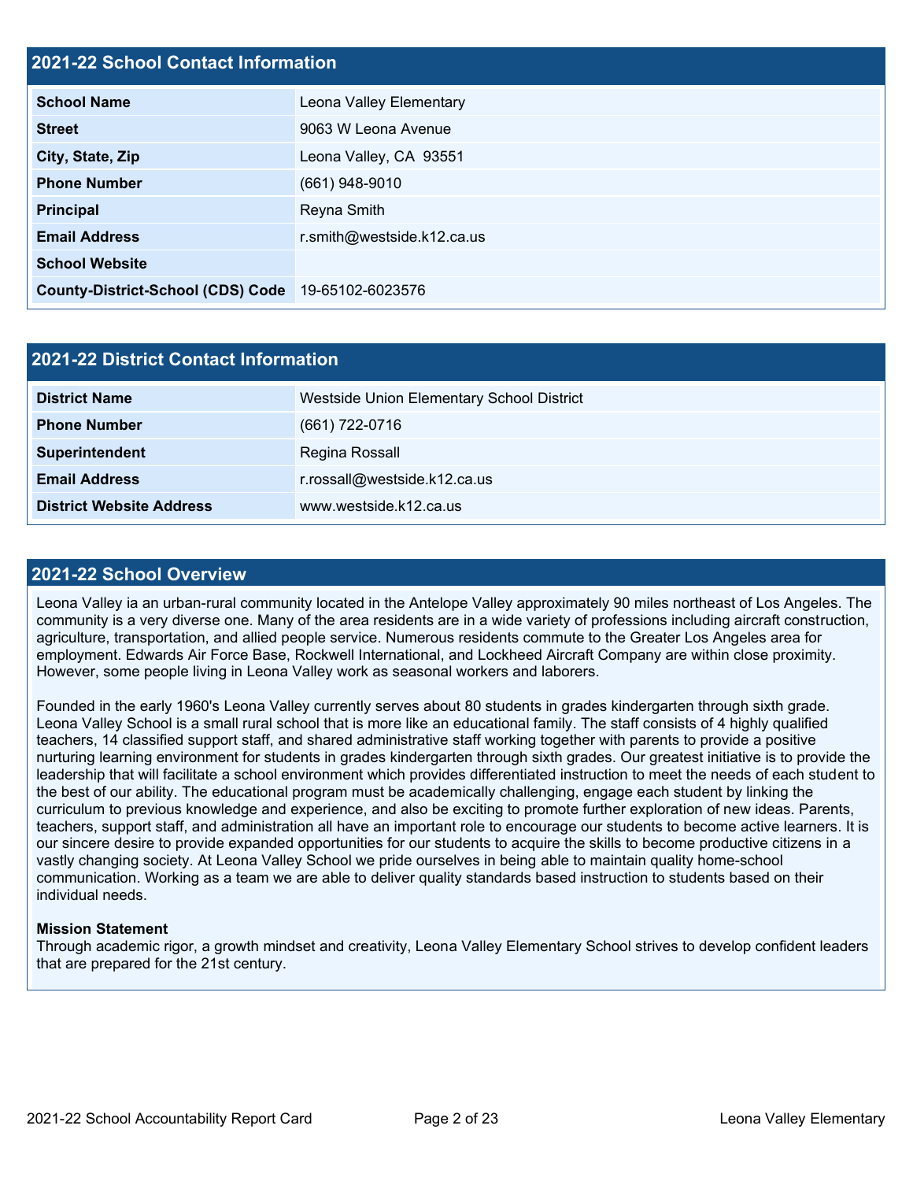## 2021-22 School Contact Information

| | |
|---|---|
| **School Name** | Leona Valley Elementary |
| **Street** | 9063 W Leona Avenue |
| **City, State, Zip** | Leona Valley, CA  93551 |
| **Phone Number** | (661) 948-9010 |
| **Principal** | Reyna Smith |
| **Email Address** | r.smith@westside.k12.ca.us |
| **School Website** | |
| **County-District-School (CDS) Code** | 19-65102-6023576 |

## 2021-22 District Contact Information

| | |
|---|---|
| **District Name** | Westside Union Elementary School District |
| **Phone Number** | (661) 722-0716 |
| **Superintendent** | Regina Rossall |
| **Email Address** | r.rossall@westside.k12.ca.us |
| **District Website Address** | www.westside.k12.ca.us |

## 2021-22 School Overview

Leona Valley ia an urban-rural community located in the Antelope Valley approximately 90 miles northeast of Los Angeles. The community is a very diverse one. Many of the area residents are in a wide variety of professions including aircraft construction, agriculture, transportation, and allied people service. Numerous residents commute to the Greater Los Angeles area for employment. Edwards Air Force Base, Rockwell International, and Lockheed Aircraft Company are within close proximity. However, some people living in Leona Valley work as seasonal workers and laborers.

Founded in the early 1960's Leona Valley currently serves about 80 students in grades kindergarten through sixth grade. Leona Valley School is a small rural school that is more like an educational family. The staff consists of 4 highly qualified teachers, 14 classified support staff, and shared administrative staff working together with parents to provide a positive nurturing learning environment for students in grades kindergarten through sixth grades. Our greatest initiative is to provide the leadership that will facilitate a school environment which provides differentiated instruction to meet the needs of each student to the best of our ability. The educational program must be academically challenging, engage each student by linking the curriculum to previous knowledge and experience, and also be exciting to promote further exploration of new ideas. Parents, teachers, support staff, and administration all have an important role to encourage our students to become active learners. It is our sincere desire to provide expanded opportunities for our students to acquire the skills to become productive citizens in a vastly changing society. At Leona Valley School we pride ourselves in being able to maintain quality home-school communication. Working as a team we are able to deliver quality standards based instruction to students based on their individual needs.

**Mission Statement**
Through academic rigor, a growth mindset and creativity, Leona Valley Elementary School strives to develop confident leaders that are prepared for the 21st century.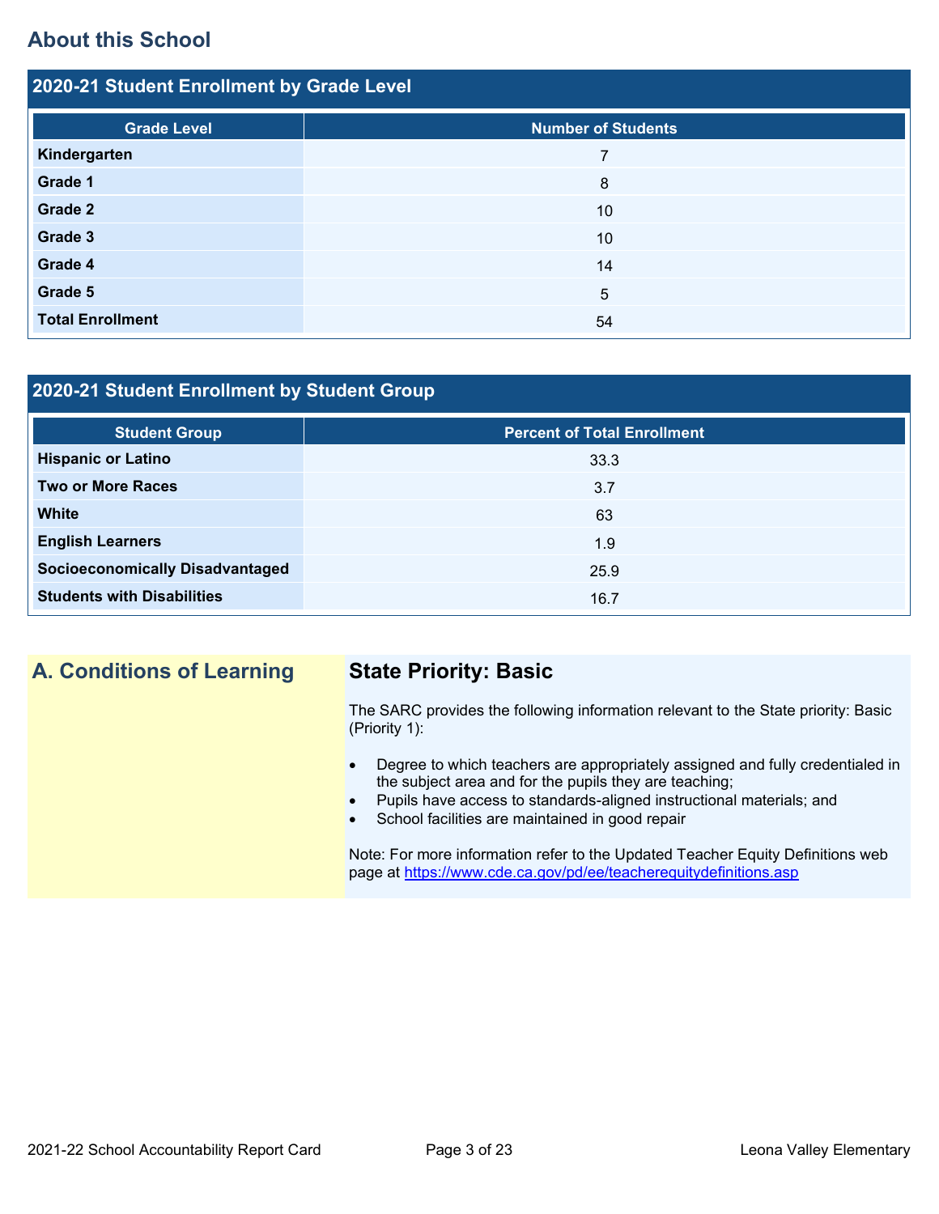## About this School

### 2020-21 Student Enrollment by Grade Level

| Grade Level | Number of Students |
|---|---|
| Kindergarten | 7 |
| Grade 1 | 8 |
| Grade 2 | 10 |
| Grade 3 | 10 |
| Grade 4 | 14 |
| Grade 5 | 5 |
| Total Enrollment | 54 |

### 2020-21 Student Enrollment by Student Group

| Student Group | Percent of Total Enrollment |
|---|---|
| Hispanic or Latino | 33.3 |
| Two or More Races | 3.7 |
| White | 63 |
| English Learners | 1.9 |
| Socioeconomically Disadvantaged | 25.9 |
| Students with Disabilities | 16.7 |

## A. Conditions of Learning

### State Priority: Basic

The SARC provides the following information relevant to the State priority: Basic (Priority 1):

- Degree to which teachers are appropriately assigned and fully credentialed in the subject area and for the pupils they are teaching;
- Pupils have access to standards-aligned instructional materials; and
- School facilities are maintained in good repair

Note: For more information refer to the Updated Teacher Equity Definitions web page at https://www.cde.ca.gov/pd/ee/teacherequitydefinitions.asp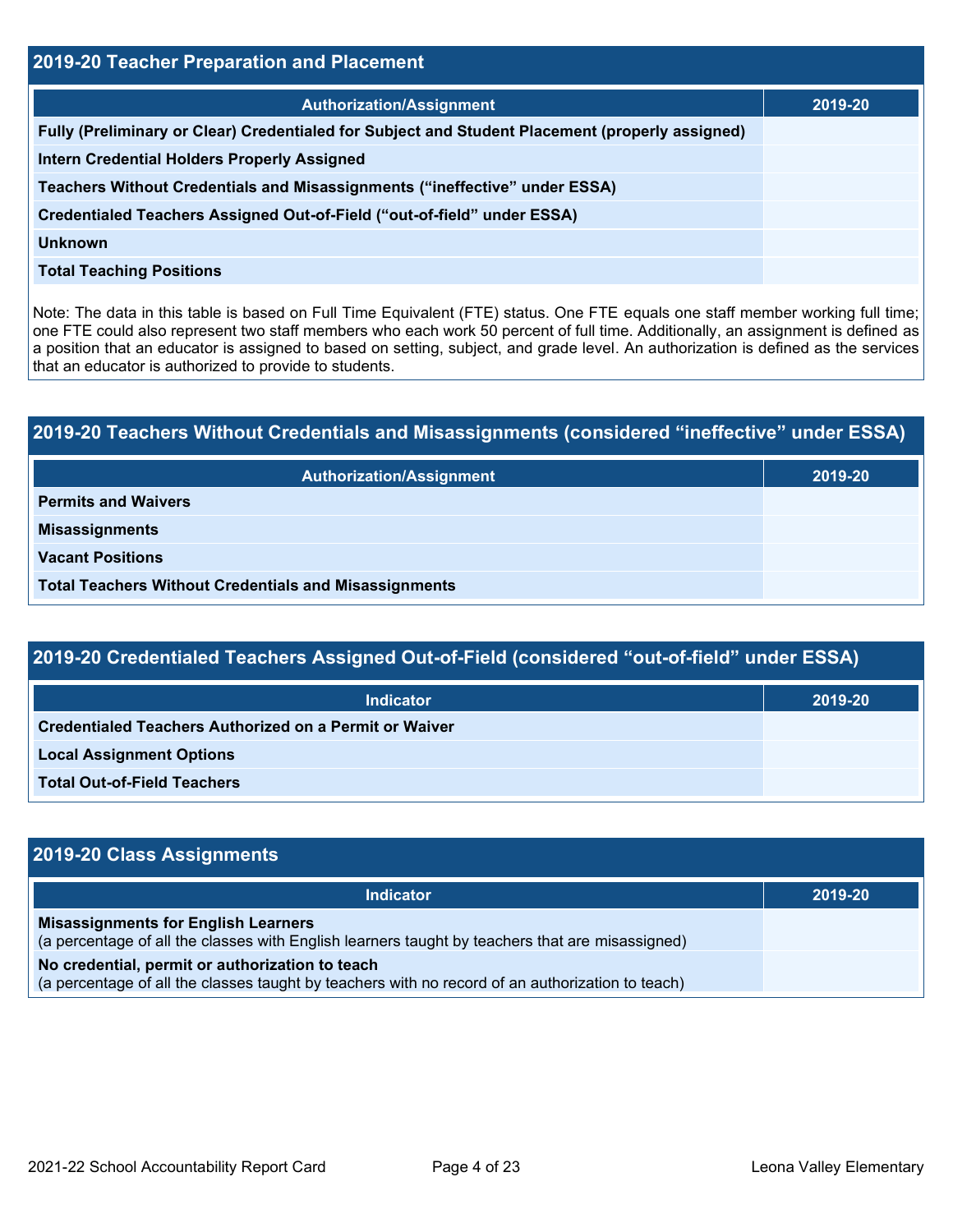## 2019-20 Teacher Preparation and Placement

| Authorization/Assignment | 2019-20 |
| --- | --- |
| Fully (Preliminary or Clear) Credentialed for Subject and Student Placement (properly assigned) | |
| Intern Credential Holders Properly Assigned | |
| Teachers Without Credentials and Misassignments (“ineffective” under ESSA) | |
| Credentialed Teachers Assigned Out-of-Field (“out-of-field” under ESSA) | |
| Unknown | |
| Total Teaching Positions | |

Note: The data in this table is based on Full Time Equivalent (FTE) status. One FTE equals one staff member working full time; one FTE could also represent two staff members who each work 50 percent of full time. Additionally, an assignment is defined as a position that an educator is assigned to based on setting, subject, and grade level. An authorization is defined as the services that an educator is authorized to provide to students.

## 2019-20 Teachers Without Credentials and Misassignments (considered “ineffective” under ESSA)

| Authorization/Assignment | 2019-20 |
| --- | --- |
| Permits and Waivers | |
| Misassignments | |
| Vacant Positions | |
| Total Teachers Without Credentials and Misassignments | |

## 2019-20 Credentialed Teachers Assigned Out-of-Field (considered “out-of-field” under ESSA)

| Indicator | 2019-20 |
| --- | --- |
| Credentialed Teachers Authorized on a Permit or Waiver | |
| Local Assignment Options | |
| Total Out-of-Field Teachers | |

## 2019-20 Class Assignments

| Indicator | 2019-20 |
| --- | --- |
| **Misassignments for English Learners** (a percentage of all the classes with English learners taught by teachers that are misassigned) | |
| **No credential, permit or authorization to teach** (a percentage of all the classes taught by teachers with no record of an authorization to teach) | |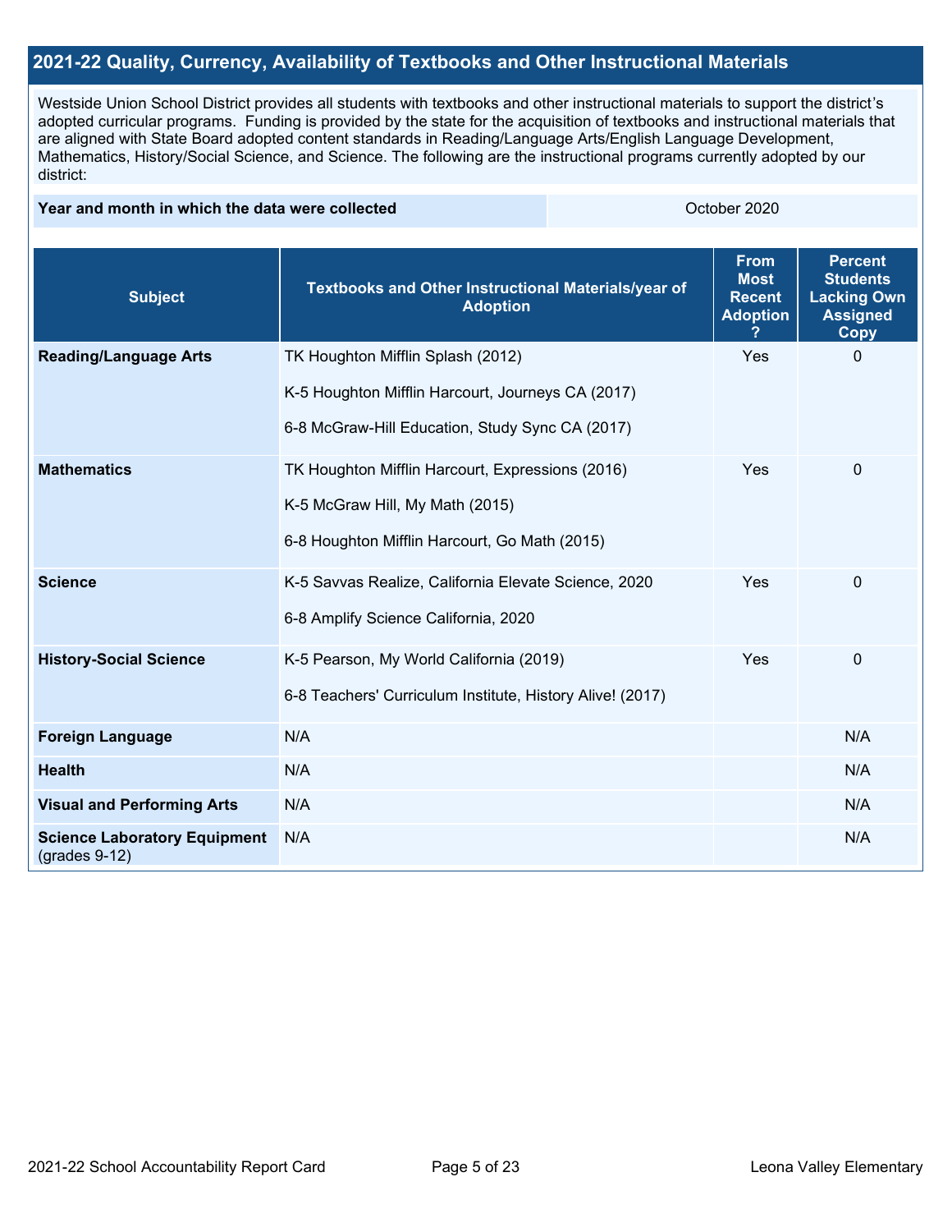## 2021-22 Quality, Currency, Availability of Textbooks and Other Instructional Materials

Westside Union School District provides all students with textbooks and other instructional materials to support the district's adopted curricular programs. Funding is provided by the state for the acquisition of textbooks and instructional materials that are aligned with State Board adopted content standards in Reading/Language Arts/English Language Development, Mathematics, History/Social Science, and Science. The following are the instructional programs currently adopted by our district:

| Year and month in which the data were collected | October 2020 |
| --- | --- |

| Subject | Textbooks and Other Instructional Materials/year of Adoption | From Most Recent Adoption ? | Percent Students Lacking Own Assigned Copy |
| --- | --- | --- | --- |
| **Reading/Language Arts** | TK Houghton Mifflin Splash (2012)<br><br>K-5 Houghton Mifflin Harcourt, Journeys CA (2017)<br><br>6-8 McGraw-Hill Education, Study Sync CA (2017) | Yes | 0 |
| **Mathematics** | TK Houghton Mifflin Harcourt, Expressions (2016)<br><br>K-5 McGraw Hill, My Math (2015)<br><br>6-8 Houghton Mifflin Harcourt, Go Math (2015) | Yes | 0 |
| **Science** | K-5 Savvas Realize, California Elevate Science, 2020<br><br>6-8 Amplify Science California, 2020 | Yes | 0 |
| **History-Social Science** | K-5 Pearson, My World California (2019)<br><br>6-8 Teachers' Curriculum Institute, History Alive! (2017) | Yes | 0 |
| **Foreign Language** | N/A | | N/A |
| **Health** | N/A | | N/A |
| **Visual and Performing Arts** | N/A | | N/A |
| **Science Laboratory Equipment** (grades 9-12) | N/A | | N/A |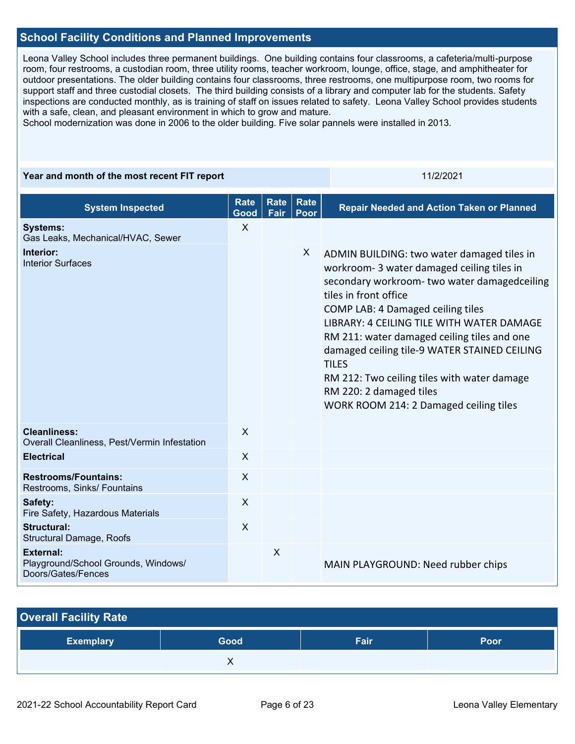## School Facility Conditions and Planned Improvements

Leona Valley School includes three permanent buildings. One building contains four classrooms, a cafeteria/multi-purpose room, four restrooms, a custodian room, three utility rooms, teacher workroom, lounge, office, stage, and amphitheater for outdoor presentations. The older building contains four classrooms, three restrooms, one multipurpose room, two rooms for support staff and three custodial closets. The third building consists of a library and computer lab for the students. Safety inspections are conducted monthly, as is training of staff on issues related to safety. Leona Valley School provides students with a safe, clean, and pleasant environment in which to grow and mature.
School modernization was done in 2006 to the older building. Five solar pannels were installed in 2013.

| Year and month of the most recent FIT report | 11/2/2021 |
|---|---|

| System Inspected | Rate Good | Rate Fair | Rate Poor | Repair Needed and Action Taken or Planned |
|---|---|---|---|---|
| **Systems:** Gas Leaks, Mechanical/HVAC, Sewer | X | | | |
| **Interior:** Interior Surfaces | | | X | ADMIN BUILDING: two water damaged tiles in workroom- 3 water damaged ceiling tiles in secondary workroom- two water damagedceiling tiles in front office<br>COMP LAB: 4 Damaged ceiling tiles<br>LIBRARY: 4 CEILING TILE WITH WATER DAMAGE<br>RM 211: water damaged ceiling tiles and one damaged ceiling tile-9 WATER STAINED CEILING TILES<br>RM 212: Two ceiling tiles with water damage<br>RM 220: 2 damaged tiles<br>WORK ROOM 214: 2 Damaged ceiling tiles |
| **Cleanliness:** Overall Cleanliness, Pest/Vermin Infestation | X | | | |
| **Electrical** | X | | | |
| **Restrooms/Fountains:** Restrooms, Sinks/ Fountains | X | | | |
| **Safety:** Fire Safety, Hazardous Materials | X | | | |
| **Structural:** Structural Damage, Roofs | X | | | |
| **External:** Playground/School Grounds, Windows/ Doors/Gates/Fences | | X | | MAIN PLAYGROUND: Need rubber chips |

## Overall Facility Rate

| Exemplary | Good | Fair | Poor |
|---|---|---|---|
| | X | | |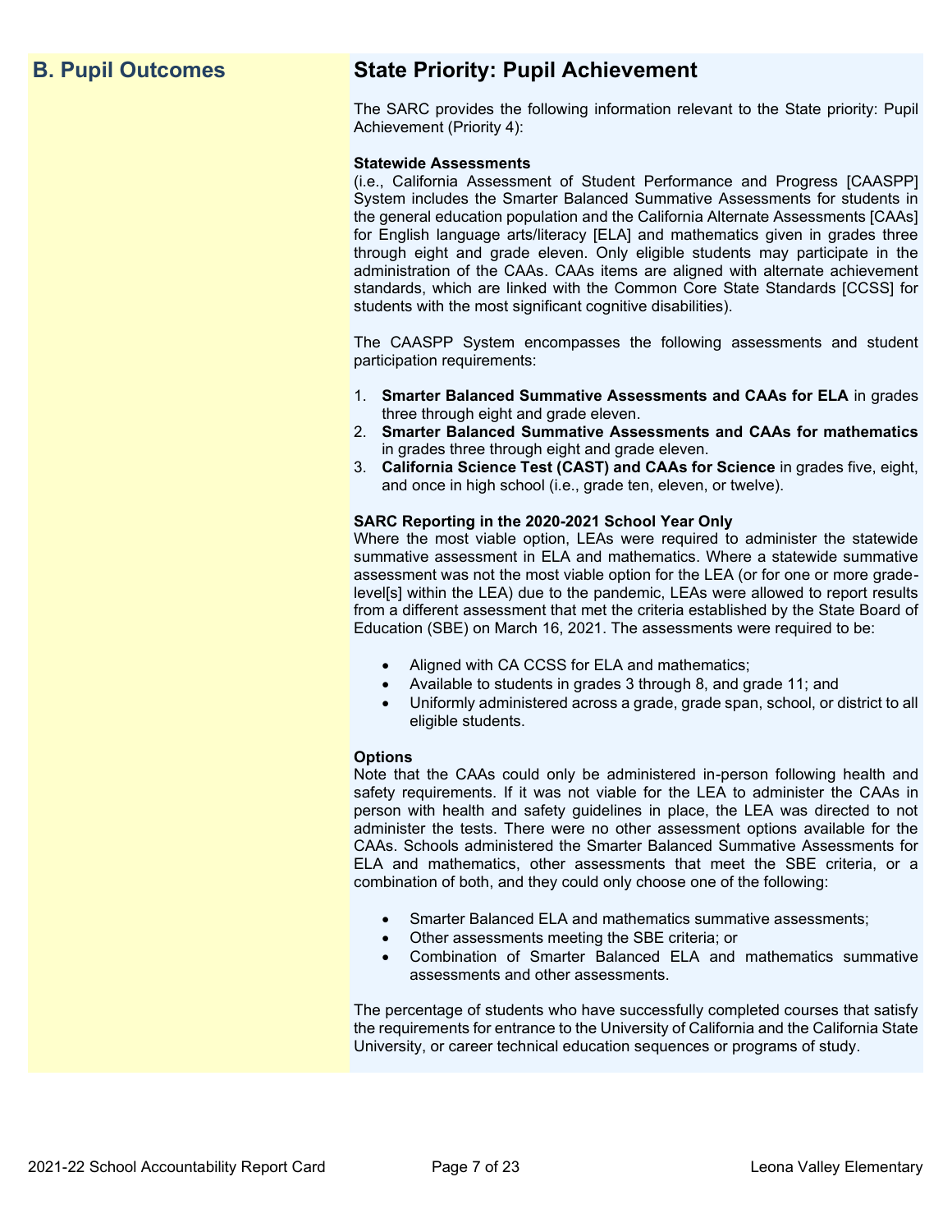## B. Pupil Outcomes

## State Priority: Pupil Achievement

The SARC provides the following information relevant to the State priority: Pupil Achievement (Priority 4):

**Statewide Assessments**
(i.e., California Assessment of Student Performance and Progress [CAASPP] System includes the Smarter Balanced Summative Assessments for students in the general education population and the California Alternate Assessments [CAAs] for English language arts/literacy [ELA] and mathematics given in grades three through eight and grade eleven. Only eligible students may participate in the administration of the CAAs. CAAs items are aligned with alternate achievement standards, which are linked with the Common Core State Standards [CCSS] for students with the most significant cognitive disabilities).

The CAASPP System encompasses the following assessments and student participation requirements:

1. **Smarter Balanced Summative Assessments and CAAs for ELA** in grades three through eight and grade eleven.
2. **Smarter Balanced Summative Assessments and CAAs for mathematics** in grades three through eight and grade eleven.
3. **California Science Test (CAST) and CAAs for Science** in grades five, eight, and once in high school (i.e., grade ten, eleven, or twelve).

**SARC Reporting in the 2020-2021 School Year Only**
Where the most viable option, LEAs were required to administer the statewide summative assessment in ELA and mathematics. Where a statewide summative assessment was not the most viable option for the LEA (or for one or more grade-level[s] within the LEA) due to the pandemic, LEAs were allowed to report results from a different assessment that met the criteria established by the State Board of Education (SBE) on March 16, 2021. The assessments were required to be:

- Aligned with CA CCSS for ELA and mathematics;
- Available to students in grades 3 through 8, and grade 11; and
- Uniformly administered across a grade, grade span, school, or district to all eligible students.

**Options**
Note that the CAAs could only be administered in-person following health and safety requirements. If it was not viable for the LEA to administer the CAAs in person with health and safety guidelines in place, the LEA was directed to not administer the tests. There were no other assessment options available for the CAAs. Schools administered the Smarter Balanced Summative Assessments for ELA and mathematics, other assessments that meet the SBE criteria, or a combination of both, and they could only choose one of the following:

- Smarter Balanced ELA and mathematics summative assessments;
- Other assessments meeting the SBE criteria; or
- Combination of Smarter Balanced ELA and mathematics summative assessments and other assessments.

The percentage of students who have successfully completed courses that satisfy the requirements for entrance to the University of California and the California State University, or career technical education sequences or programs of study.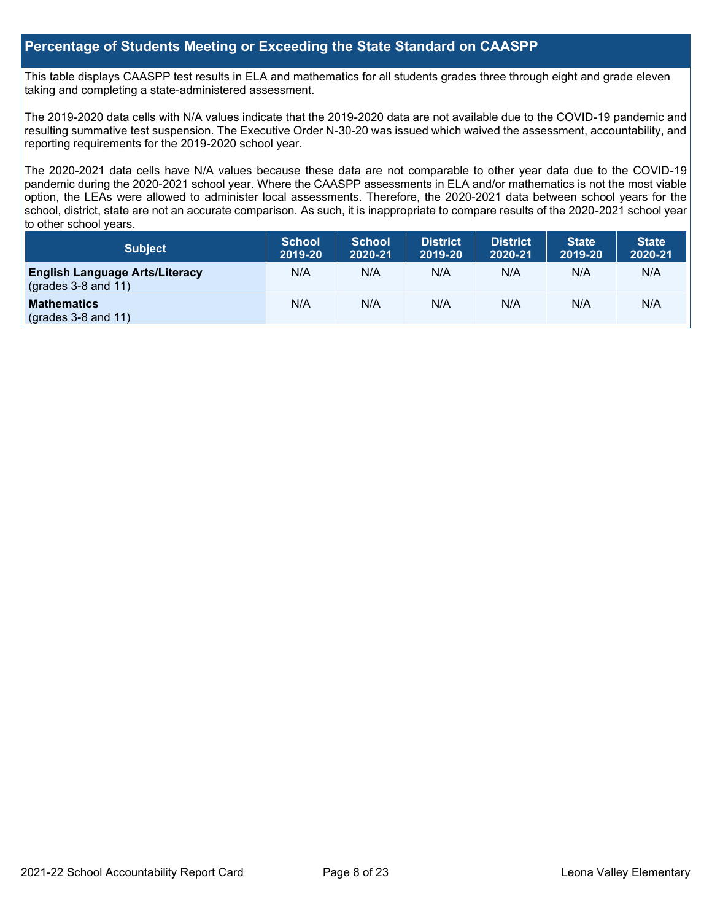## Percentage of Students Meeting or Exceeding the State Standard on CAASPP

This table displays CAASPP test results in ELA and mathematics for all students grades three through eight and grade eleven taking and completing a state-administered assessment.

The 2019-2020 data cells with N/A values indicate that the 2019-2020 data are not available due to the COVID-19 pandemic and resulting summative test suspension. The Executive Order N-30-20 was issued which waived the assessment, accountability, and reporting requirements for the 2019-2020 school year.

The 2020-2021 data cells have N/A values because these data are not comparable to other year data due to the COVID-19 pandemic during the 2020-2021 school year. Where the CAASPP assessments in ELA and/or mathematics is not the most viable option, the LEAs were allowed to administer local assessments. Therefore, the 2020-2021 data between school years for the school, district, state are not an accurate comparison. As such, it is inappropriate to compare results of the 2020-2021 school year to other school years.

| Subject | School 2019-20 | School 2020-21 | District 2019-20 | District 2020-21 | State 2019-20 | State 2020-21 |
|---|---|---|---|---|---|---|
| **English Language Arts/Literacy** (grades 3-8 and 11) | N/A | N/A | N/A | N/A | N/A | N/A |
| **Mathematics** (grades 3-8 and 11) | N/A | N/A | N/A | N/A | N/A | N/A |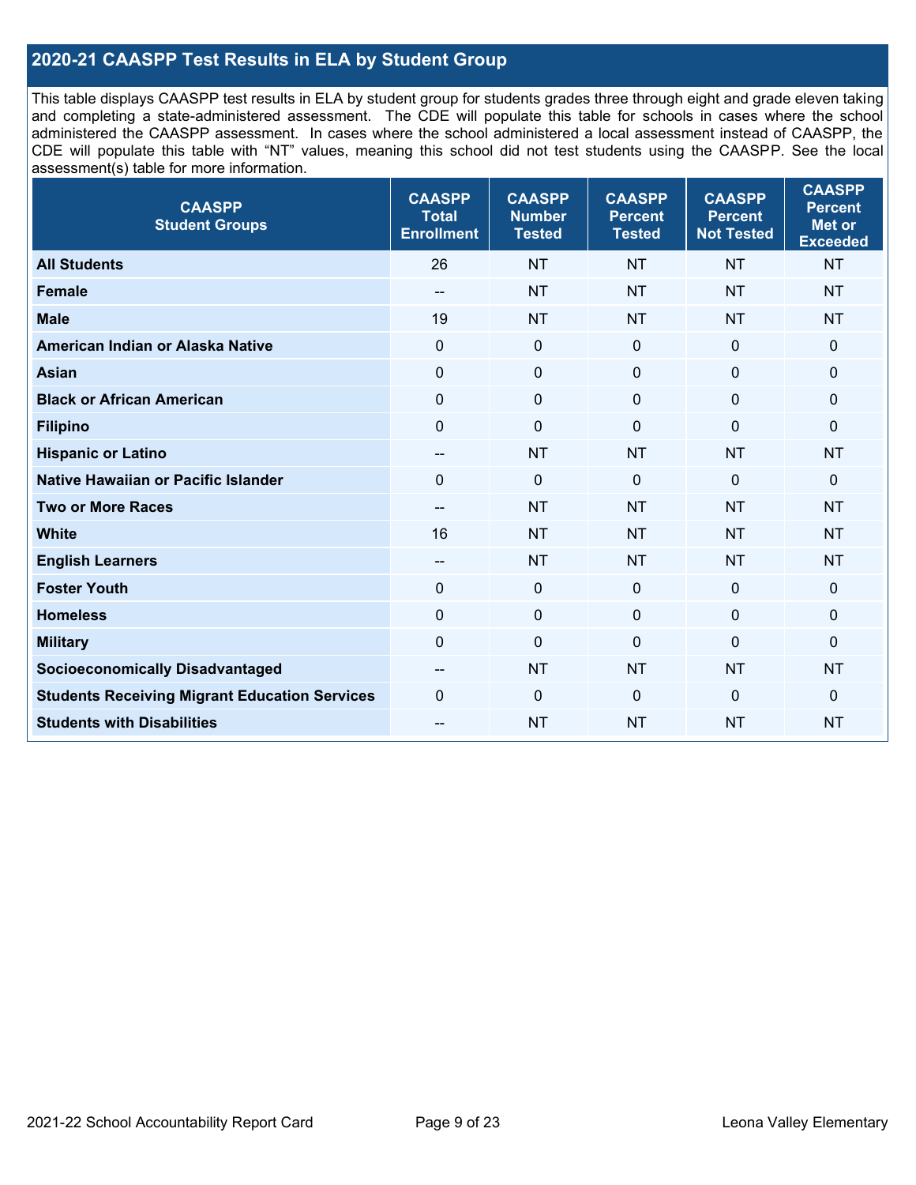## 2020-21 CAASPP Test Results in ELA by Student Group

This table displays CAASPP test results in ELA by student group for students grades three through eight and grade eleven taking and completing a state-administered assessment. The CDE will populate this table for schools in cases where the school administered the CAASPP assessment. In cases where the school administered a local assessment instead of CAASPP, the CDE will populate this table with "NT" values, meaning this school did not test students using the CAASPP. See the local assessment(s) table for more information.

| CAASPP Student Groups | CAASPP Total Enrollment | CAASPP Number Tested | CAASPP Percent Tested | CAASPP Percent Not Tested | CAASPP Percent Met or Exceeded |
|---|---|---|---|---|---|
| **All Students** | 26 | NT | NT | NT | NT |
| **Female** | -- | NT | NT | NT | NT |
| **Male** | 19 | NT | NT | NT | NT |
| **American Indian or Alaska Native** | 0 | 0 | 0 | 0 | 0 |
| **Asian** | 0 | 0 | 0 | 0 | 0 |
| **Black or African American** | 0 | 0 | 0 | 0 | 0 |
| **Filipino** | 0 | 0 | 0 | 0 | 0 |
| **Hispanic or Latino** | -- | NT | NT | NT | NT |
| **Native Hawaiian or Pacific Islander** | 0 | 0 | 0 | 0 | 0 |
| **Two or More Races** | -- | NT | NT | NT | NT |
| **White** | 16 | NT | NT | NT | NT |
| **English Learners** | -- | NT | NT | NT | NT |
| **Foster Youth** | 0 | 0 | 0 | 0 | 0 |
| **Homeless** | 0 | 0 | 0 | 0 | 0 |
| **Military** | 0 | 0 | 0 | 0 | 0 |
| **Socioeconomically Disadvantaged** | -- | NT | NT | NT | NT |
| **Students Receiving Migrant Education Services** | 0 | 0 | 0 | 0 | 0 |
| **Students with Disabilities** | -- | NT | NT | NT | NT |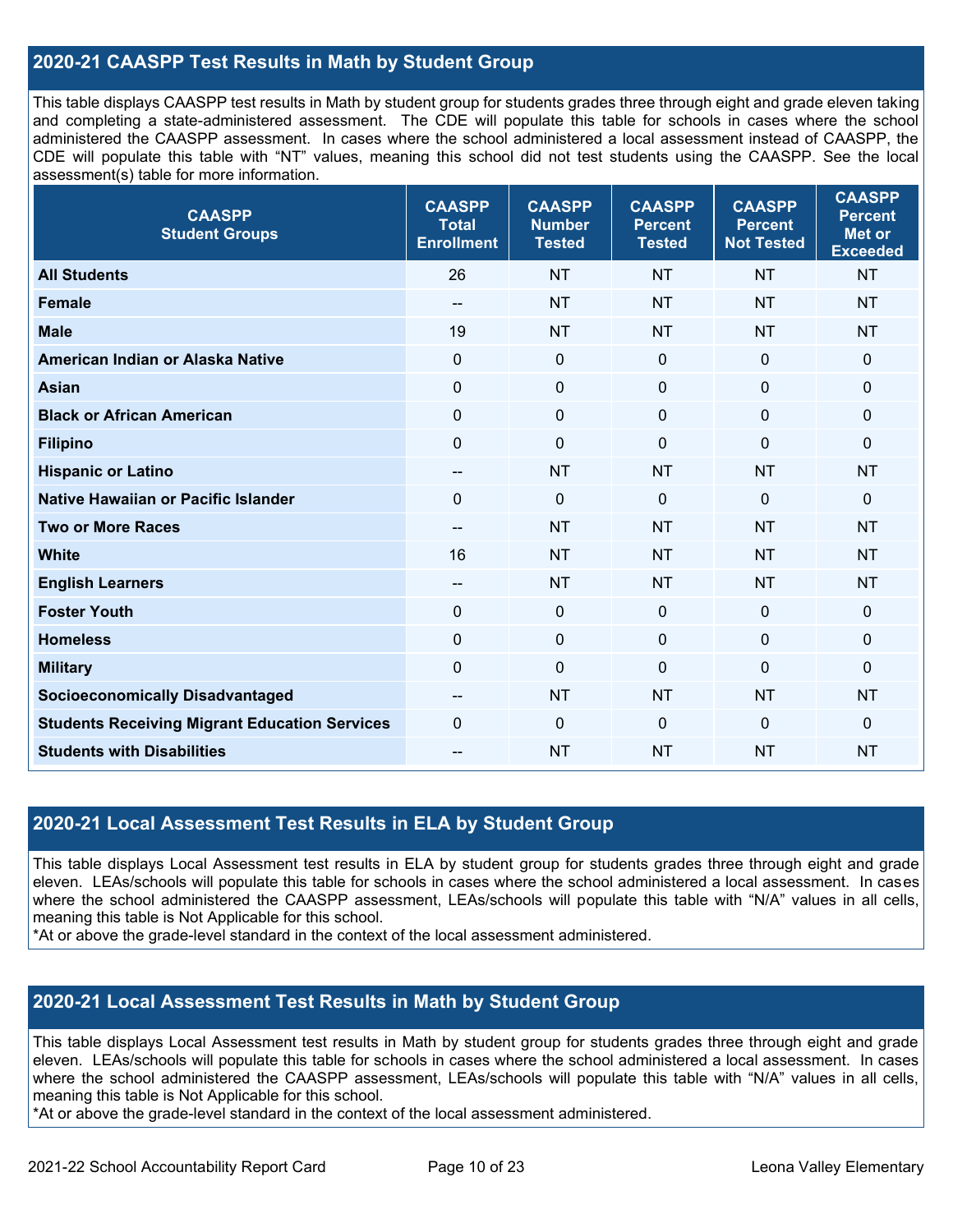## 2020-21 CAASPP Test Results in Math by Student Group

This table displays CAASPP test results in Math by student group for students grades three through eight and grade eleven taking and completing a state-administered assessment. The CDE will populate this table for schools in cases where the school administered the CAASPP assessment. In cases where the school administered a local assessment instead of CAASPP, the CDE will populate this table with "NT" values, meaning this school did not test students using the CAASPP. See the local assessment(s) table for more information.

| CAASPP Student Groups | CAASPP Total Enrollment | CAASPP Number Tested | CAASPP Percent Tested | CAASPP Percent Not Tested | CAASPP Percent Met or Exceeded |
|---|---|---|---|---|---|
| **All Students** | 26 | NT | NT | NT | NT |
| **Female** | -- | NT | NT | NT | NT |
| **Male** | 19 | NT | NT | NT | NT |
| **American Indian or Alaska Native** | 0 | 0 | 0 | 0 | 0 |
| **Asian** | 0 | 0 | 0 | 0 | 0 |
| **Black or African American** | 0 | 0 | 0 | 0 | 0 |
| **Filipino** | 0 | 0 | 0 | 0 | 0 |
| **Hispanic or Latino** | -- | NT | NT | NT | NT |
| **Native Hawaiian or Pacific Islander** | 0 | 0 | 0 | 0 | 0 |
| **Two or More Races** | -- | NT | NT | NT | NT |
| **White** | 16 | NT | NT | NT | NT |
| **English Learners** | -- | NT | NT | NT | NT |
| **Foster Youth** | 0 | 0 | 0 | 0 | 0 |
| **Homeless** | 0 | 0 | 0 | 0 | 0 |
| **Military** | 0 | 0 | 0 | 0 | 0 |
| **Socioeconomically Disadvantaged** | -- | NT | NT | NT | NT |
| **Students Receiving Migrant Education Services** | 0 | 0 | 0 | 0 | 0 |
| **Students with Disabilities** | -- | NT | NT | NT | NT |

## 2020-21 Local Assessment Test Results in ELA by Student Group

This table displays Local Assessment test results in ELA by student group for students grades three through eight and grade eleven. LEAs/schools will populate this table for schools in cases where the school administered a local assessment. In cases where the school administered the CAASPP assessment, LEAs/schools will populate this table with "N/A" values in all cells, meaning this table is Not Applicable for this school.

*At or above the grade-level standard in the context of the local assessment administered.

## 2020-21 Local Assessment Test Results in Math by Student Group

This table displays Local Assessment test results in Math by student group for students grades three through eight and grade eleven. LEAs/schools will populate this table for schools in cases where the school administered a local assessment. In cases where the school administered the CAASPP assessment, LEAs/schools will populate this table with "N/A" values in all cells, meaning this table is Not Applicable for this school.

*At or above the grade-level standard in the context of the local assessment administered.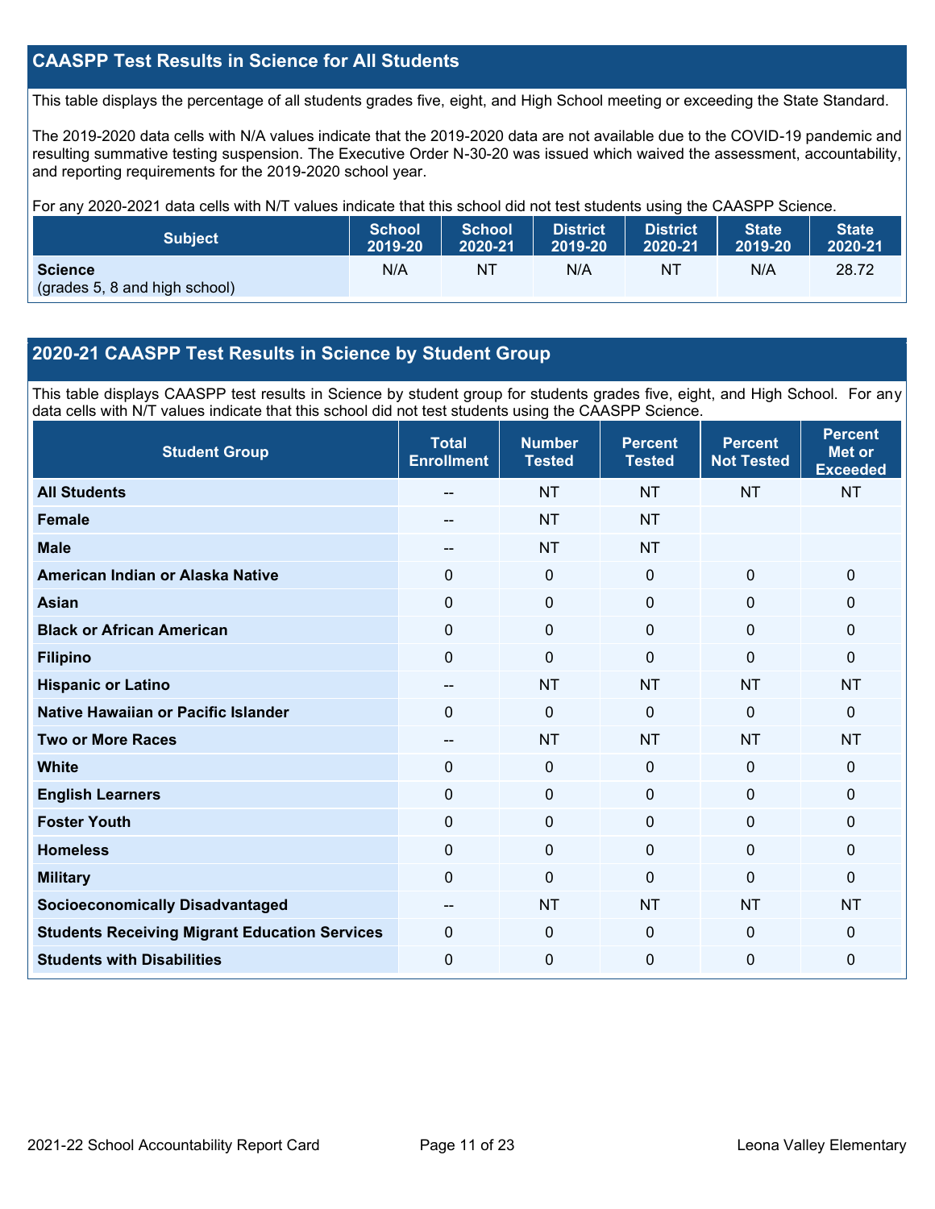## CAASPP Test Results in Science for All Students

This table displays the percentage of all students grades five, eight, and High School meeting or exceeding the State Standard.

The 2019-2020 data cells with N/A values indicate that the 2019-2020 data are not available due to the COVID-19 pandemic and resulting summative testing suspension. The Executive Order N-30-20 was issued which waived the assessment, accountability, and reporting requirements for the 2019-2020 school year.

For any 2020-2021 data cells with N/T values indicate that this school did not test students using the CAASPP Science.

| Subject | School 2019-20 | School 2020-21 | District 2019-20 | District 2020-21 | State 2019-20 | State 2020-21 |
|---|---|---|---|---|---|---|
| **Science** (grades 5, 8 and high school) | N/A | NT | N/A | NT | N/A | 28.72 |

## 2020-21 CAASPP Test Results in Science by Student Group

This table displays CAASPP test results in Science by student group for students grades five, eight, and High School. For any data cells with N/T values indicate that this school did not test students using the CAASPP Science.

| Student Group | Total Enrollment | Number Tested | Percent Tested | Percent Not Tested | Percent Met or Exceeded |
|---|---|---|---|---|---|
| **All Students** | -- | NT | NT | NT | NT |
| **Female** | -- | NT | NT | | |
| **Male** | -- | NT | NT | | |
| **American Indian or Alaska Native** | 0 | 0 | 0 | 0 | 0 |
| **Asian** | 0 | 0 | 0 | 0 | 0 |
| **Black or African American** | 0 | 0 | 0 | 0 | 0 |
| **Filipino** | 0 | 0 | 0 | 0 | 0 |
| **Hispanic or Latino** | -- | NT | NT | NT | NT |
| **Native Hawaiian or Pacific Islander** | 0 | 0 | 0 | 0 | 0 |
| **Two or More Races** | -- | NT | NT | NT | NT |
| **White** | 0 | 0 | 0 | 0 | 0 |
| **English Learners** | 0 | 0 | 0 | 0 | 0 |
| **Foster Youth** | 0 | 0 | 0 | 0 | 0 |
| **Homeless** | 0 | 0 | 0 | 0 | 0 |
| **Military** | 0 | 0 | 0 | 0 | 0 |
| **Socioeconomically Disadvantaged** | -- | NT | NT | NT | NT |
| **Students Receiving Migrant Education Services** | 0 | 0 | 0 | 0 | 0 |
| **Students with Disabilities** | 0 | 0 | 0 | 0 | 0 |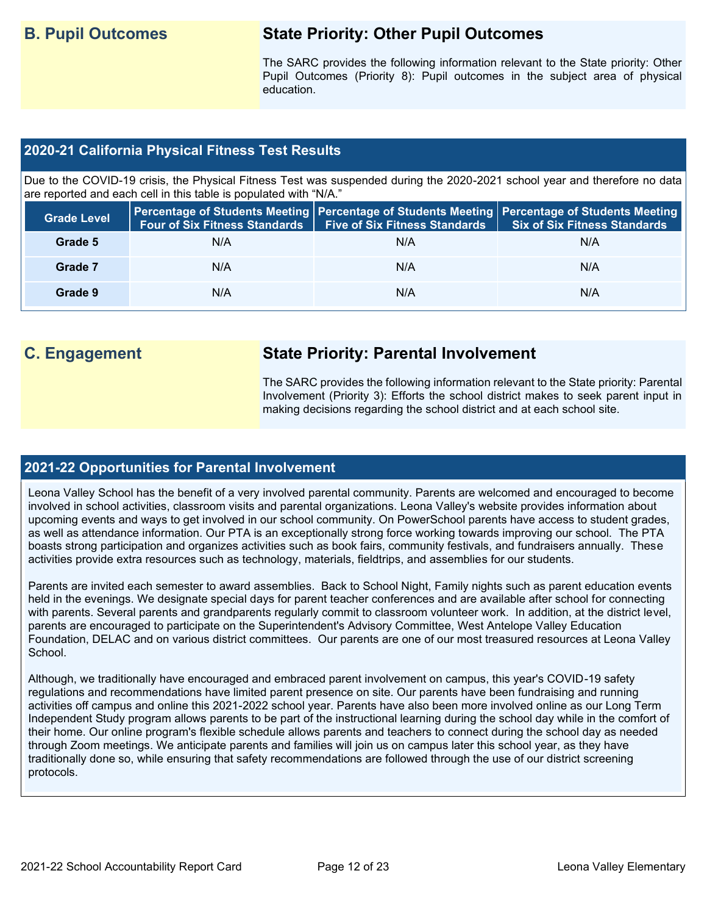## B. Pupil Outcomes

### State Priority: Other Pupil Outcomes

The SARC provides the following information relevant to the State priority: Other Pupil Outcomes (Priority 8): Pupil outcomes in the subject area of physical education.

### 2020-21 California Physical Fitness Test Results

Due to the COVID-19 crisis, the Physical Fitness Test was suspended during the 2020-2021 school year and therefore no data are reported and each cell in this table is populated with "N/A."

| Grade Level | Percentage of Students Meeting Four of Six Fitness Standards | Percentage of Students Meeting Five of Six Fitness Standards | Percentage of Students Meeting Six of Six Fitness Standards |
|---|---|---|---|
| Grade 5 | N/A | N/A | N/A |
| Grade 7 | N/A | N/A | N/A |
| Grade 9 | N/A | N/A | N/A |

## C. Engagement

### State Priority: Parental Involvement

The SARC provides the following information relevant to the State priority: Parental Involvement (Priority 3): Efforts the school district makes to seek parent input in making decisions regarding the school district and at each school site.

### 2021-22 Opportunities for Parental Involvement

Leona Valley School has the benefit of a very involved parental community. Parents are welcomed and encouraged to become involved in school activities, classroom visits and parental organizations. Leona Valley's website provides information about upcoming events and ways to get involved in our school community. On PowerSchool parents have access to student grades, as well as attendance information. Our PTA is an exceptionally strong force working towards improving our school. The PTA boasts strong participation and organizes activities such as book fairs, community festivals, and fundraisers annually. These activities provide extra resources such as technology, materials, fieldtrips, and assemblies for our students.

Parents are invited each semester to award assemblies. Back to School Night, Family nights such as parent education events held in the evenings. We designate special days for parent teacher conferences and are available after school for connecting with parents. Several parents and grandparents regularly commit to classroom volunteer work. In addition, at the district level, parents are encouraged to participate on the Superintendent's Advisory Committee, West Antelope Valley Education Foundation, DELAC and on various district committees. Our parents are one of our most treasured resources at Leona Valley School.

Although, we traditionally have encouraged and embraced parent involvement on campus, this year's COVID-19 safety regulations and recommendations have limited parent presence on site. Our parents have been fundraising and running activities off campus and online this 2021-2022 school year. Parents have also been more involved online as our Long Term Independent Study program allows parents to be part of the instructional learning during the school day while in the comfort of their home. Our online program's flexible schedule allows parents and teachers to connect during the school day as needed through Zoom meetings. We anticipate parents and families will join us on campus later this school year, as they have traditionally done so, while ensuring that safety recommendations are followed through the use of our district screening protocols.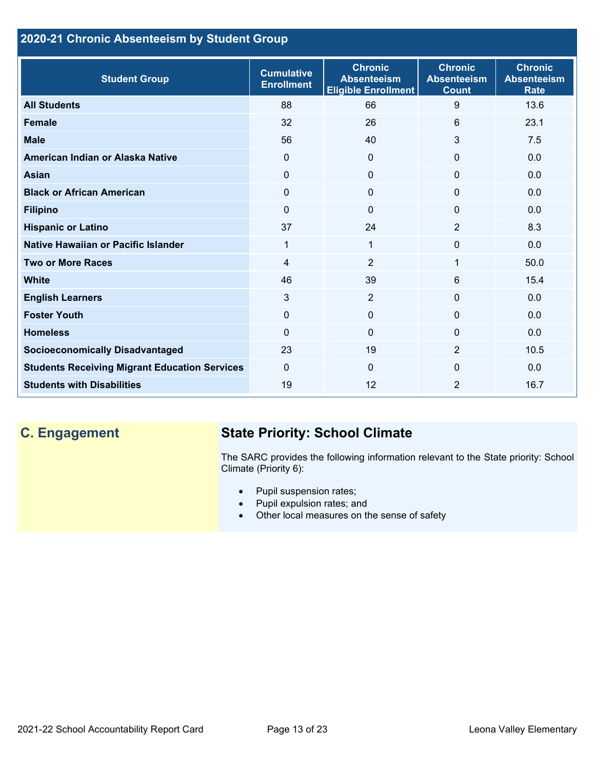## 2020-21 Chronic Absenteeism by Student Group

| Student Group | Cumulative Enrollment | Chronic Absenteeism Eligible Enrollment | Chronic Absenteeism Count | Chronic Absenteeism Rate |
|---|---|---|---|---|
| **All Students** | 88 | 66 | 9 | 13.6 |
| **Female** | 32 | 26 | 6 | 23.1 |
| **Male** | 56 | 40 | 3 | 7.5 |
| **American Indian or Alaska Native** | 0 | 0 | 0 | 0.0 |
| **Asian** | 0 | 0 | 0 | 0.0 |
| **Black or African American** | 0 | 0 | 0 | 0.0 |
| **Filipino** | 0 | 0 | 0 | 0.0 |
| **Hispanic or Latino** | 37 | 24 | 2 | 8.3 |
| **Native Hawaiian or Pacific Islander** | 1 | 1 | 0 | 0.0 |
| **Two or More Races** | 4 | 2 | 1 | 50.0 |
| **White** | 46 | 39 | 6 | 15.4 |
| **English Learners** | 3 | 2 | 0 | 0.0 |
| **Foster Youth** | 0 | 0 | 0 | 0.0 |
| **Homeless** | 0 | 0 | 0 | 0.0 |
| **Socioeconomically Disadvantaged** | 23 | 19 | 2 | 10.5 |
| **Students Receiving Migrant Education Services** | 0 | 0 | 0 | 0.0 |
| **Students with Disabilities** | 19 | 12 | 2 | 16.7 |

## C. Engagement

### State Priority: School Climate

The SARC provides the following information relevant to the State priority: School Climate (Priority 6):

- Pupil suspension rates;
- Pupil expulsion rates; and
- Other local measures on the sense of safety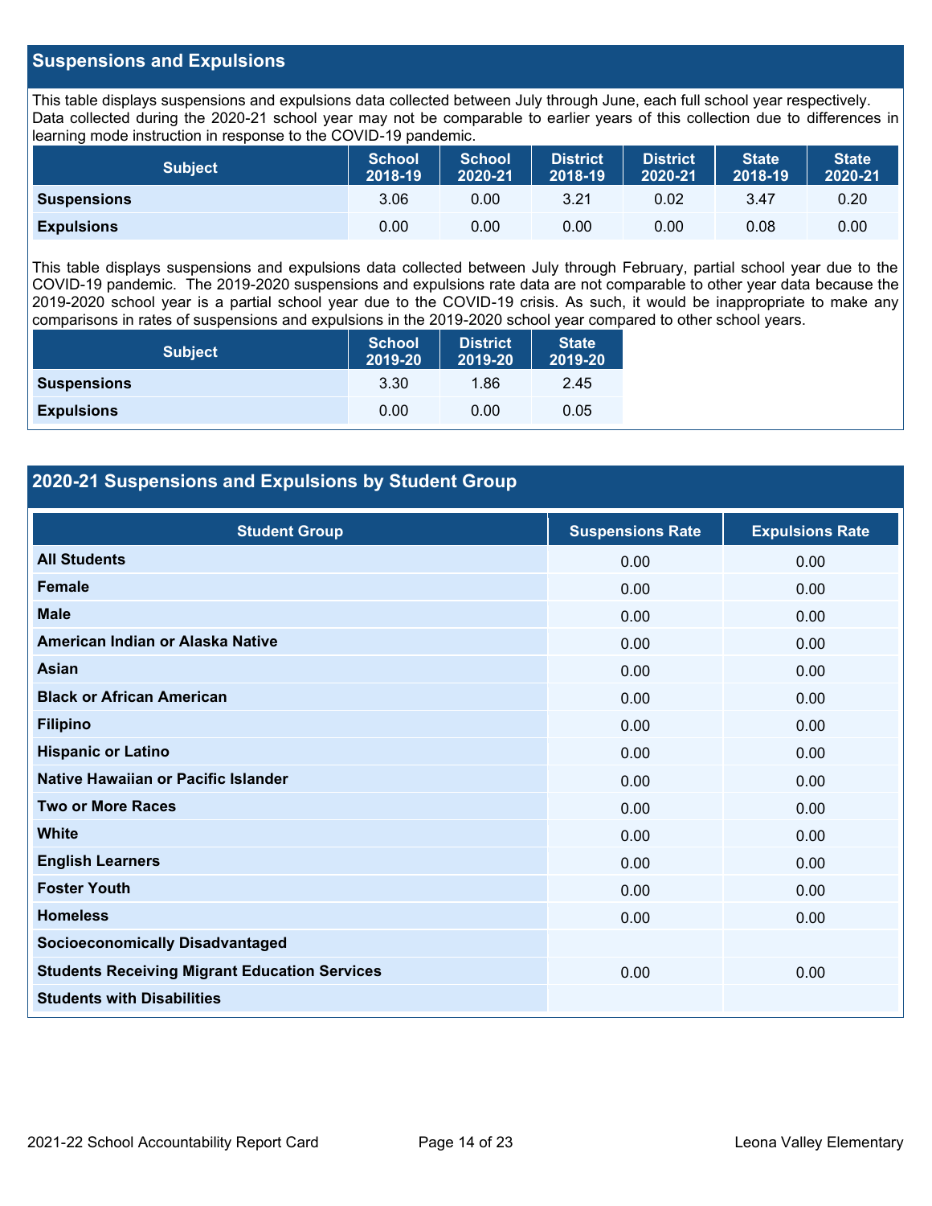## Suspensions and Expulsions

This table displays suspensions and expulsions data collected between July through June, each full school year respectively. Data collected during the 2020-21 school year may not be comparable to earlier years of this collection due to differences in learning mode instruction in response to the COVID-19 pandemic.

| Subject | School 2018-19 | School 2020-21 | District 2018-19 | District 2020-21 | State 2018-19 | State 2020-21 |
|---|---|---|---|---|---|---|
| **Suspensions** | 3.06 | 0.00 | 3.21 | 0.02 | 3.47 | 0.20 |
| **Expulsions** | 0.00 | 0.00 | 0.00 | 0.00 | 0.08 | 0.00 |

This table displays suspensions and expulsions data collected between July through February, partial school year due to the COVID-19 pandemic. The 2019-2020 suspensions and expulsions rate data are not comparable to other year data because the 2019-2020 school year is a partial school year due to the COVID-19 crisis. As such, it would be inappropriate to make any comparisons in rates of suspensions and expulsions in the 2019-2020 school year compared to other school years.

| Subject | School 2019-20 | District 2019-20 | State 2019-20 |
|---|---|---|---|
| **Suspensions** | 3.30 | 1.86 | 2.45 |
| **Expulsions** | 0.00 | 0.00 | 0.05 |

## 2020-21 Suspensions and Expulsions by Student Group

| Student Group | Suspensions Rate | Expulsions Rate |
|---|---|---|
| **All Students** | 0.00 | 0.00 |
| **Female** | 0.00 | 0.00 |
| **Male** | 0.00 | 0.00 |
| **American Indian or Alaska Native** | 0.00 | 0.00 |
| **Asian** | 0.00 | 0.00 |
| **Black or African American** | 0.00 | 0.00 |
| **Filipino** | 0.00 | 0.00 |
| **Hispanic or Latino** | 0.00 | 0.00 |
| **Native Hawaiian or Pacific Islander** | 0.00 | 0.00 |
| **Two or More Races** | 0.00 | 0.00 |
| **White** | 0.00 | 0.00 |
| **English Learners** | 0.00 | 0.00 |
| **Foster Youth** | 0.00 | 0.00 |
| **Homeless** | 0.00 | 0.00 |
| **Socioeconomically Disadvantaged** | | |
| **Students Receiving Migrant Education Services** | 0.00 | 0.00 |
| **Students with Disabilities** | | |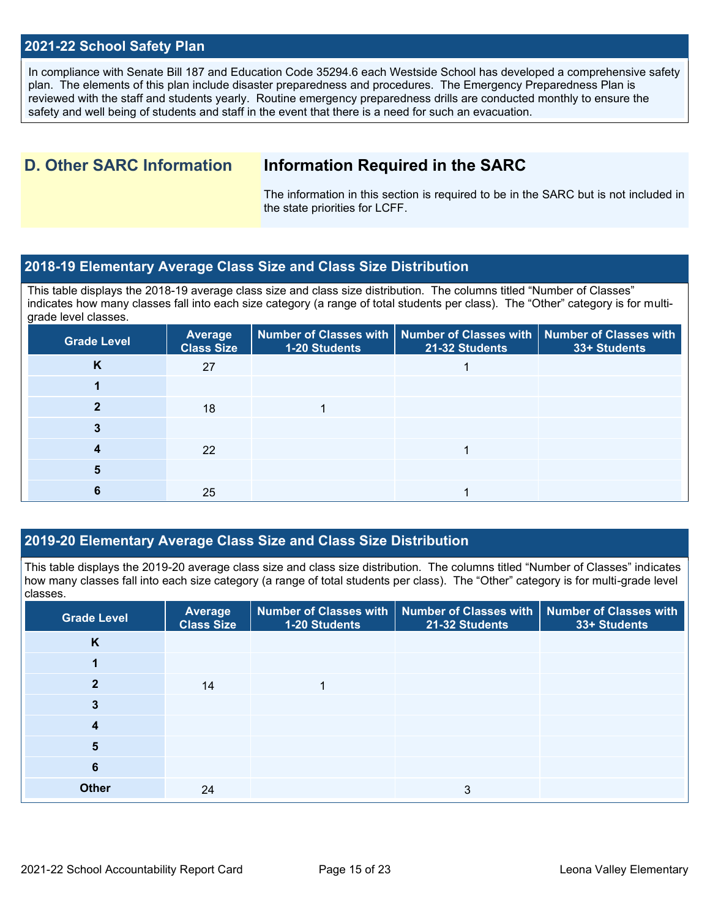## 2021-22 School Safety Plan

In compliance with Senate Bill 187 and Education Code 35294.6 each Westside School has developed a comprehensive safety plan. The elements of this plan include disaster preparedness and procedures. The Emergency Preparedness Plan is reviewed with the staff and students yearly. Routine emergency preparedness drills are conducted monthly to ensure the safety and well being of students and staff in the event that there is a need for such an evacuation.

## D. Other SARC Information

### Information Required in the SARC

The information in this section is required to be in the SARC but is not included in the state priorities for LCFF.

## 2018-19 Elementary Average Class Size and Class Size Distribution

This table displays the 2018-19 average class size and class size distribution. The columns titled "Number of Classes" indicates how many classes fall into each size category (a range of total students per class). The "Other" category is for multi-grade level classes.

| Grade Level | Average Class Size | Number of Classes with 1-20 Students | Number of Classes with 21-32 Students | Number of Classes with 33+ Students |
|---|---|---|---|---|
| K | 27 | | 1 | |
| 1 | | | | |
| 2 | 18 | 1 | | |
| 3 | | | | |
| 4 | 22 | | 1 | |
| 5 | | | | |
| 6 | 25 | | 1 | |

## 2019-20 Elementary Average Class Size and Class Size Distribution

This table displays the 2019-20 average class size and class size distribution. The columns titled "Number of Classes" indicates how many classes fall into each size category (a range of total students per class). The "Other" category is for multi-grade level classes.

| Grade Level | Average Class Size | Number of Classes with 1-20 Students | Number of Classes with 21-32 Students | Number of Classes with 33+ Students |
|---|---|---|---|---|
| K | | | | |
| 1 | | | | |
| 2 | 14 | 1 | | |
| 3 | | | | |
| 4 | | | | |
| 5 | | | | |
| 6 | | | | |
| Other | 24 | | 3 | |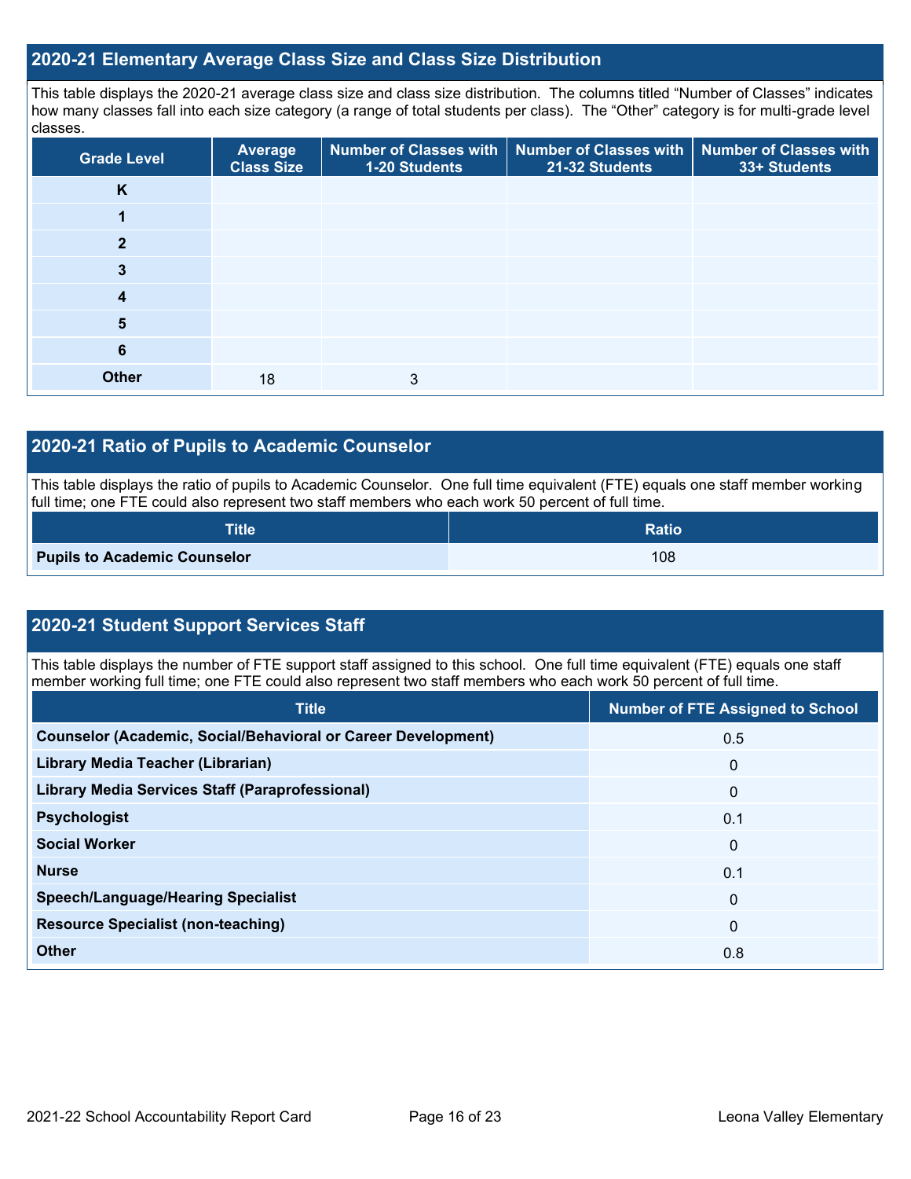## 2020-21 Elementary Average Class Size and Class Size Distribution

This table displays the 2020-21 average class size and class size distribution. The columns titled "Number of Classes" indicates how many classes fall into each size category (a range of total students per class). The "Other" category is for multi-grade level classes.

| Grade Level | Average Class Size | Number of Classes with 1-20 Students | Number of Classes with 21-32 Students | Number of Classes with 33+ Students |
|---|---|---|---|---|
| **K** | | | | |
| **1** | | | | |
| **2** | | | | |
| **3** | | | | |
| **4** | | | | |
| **5** | | | | |
| **6** | | | | |
| **Other** | 18 | 3 | | |

## 2020-21 Ratio of Pupils to Academic Counselor

This table displays the ratio of pupils to Academic Counselor. One full time equivalent (FTE) equals one staff member working full time; one FTE could also represent two staff members who each work 50 percent of full time.

| Title | Ratio |
|---|---|
| **Pupils to Academic Counselor** | 108 |

## 2020-21 Student Support Services Staff

This table displays the number of FTE support staff assigned to this school. One full time equivalent (FTE) equals one staff member working full time; one FTE could also represent two staff members who each work 50 percent of full time.

| Title | Number of FTE Assigned to School |
|---|---|
| **Counselor (Academic, Social/Behavioral or Career Development)** | 0.5 |
| **Library Media Teacher (Librarian)** | 0 |
| **Library Media Services Staff (Paraprofessional)** | 0 |
| **Psychologist** | 0.1 |
| **Social Worker** | 0 |
| **Nurse** | 0.1 |
| **Speech/Language/Hearing Specialist** | 0 |
| **Resource Specialist (non-teaching)** | 0 |
| **Other** | 0.8 |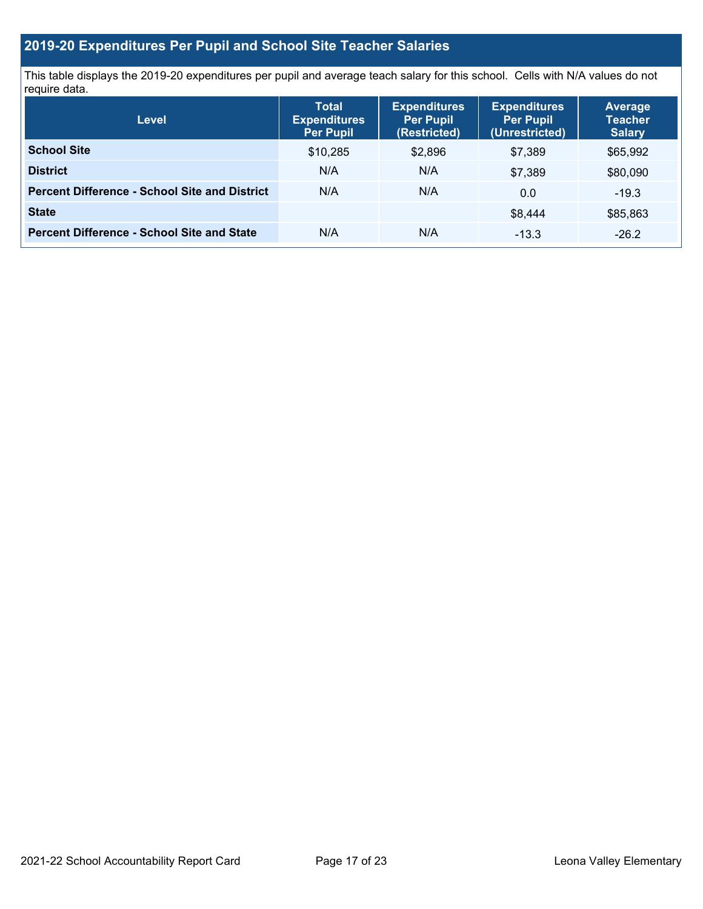## 2019-20 Expenditures Per Pupil and School Site Teacher Salaries

This table displays the 2019-20 expenditures per pupil and average teach salary for this school. Cells with N/A values do not require data.

| Level | Total Expenditures Per Pupil | Expenditures Per Pupil (Restricted) | Expenditures Per Pupil (Unrestricted) | Average Teacher Salary |
|---|---|---|---|---|
| **School Site** | $10,285 | $2,896 | $7,389 | $65,992 |
| **District** | N/A | N/A | $7,389 | $80,090 |
| **Percent Difference - School Site and District** | N/A | N/A | 0.0 | -19.3 |
| **State** | | | $8,444 | $85,863 |
| **Percent Difference - School Site and State** | N/A | N/A | -13.3 | -26.2 |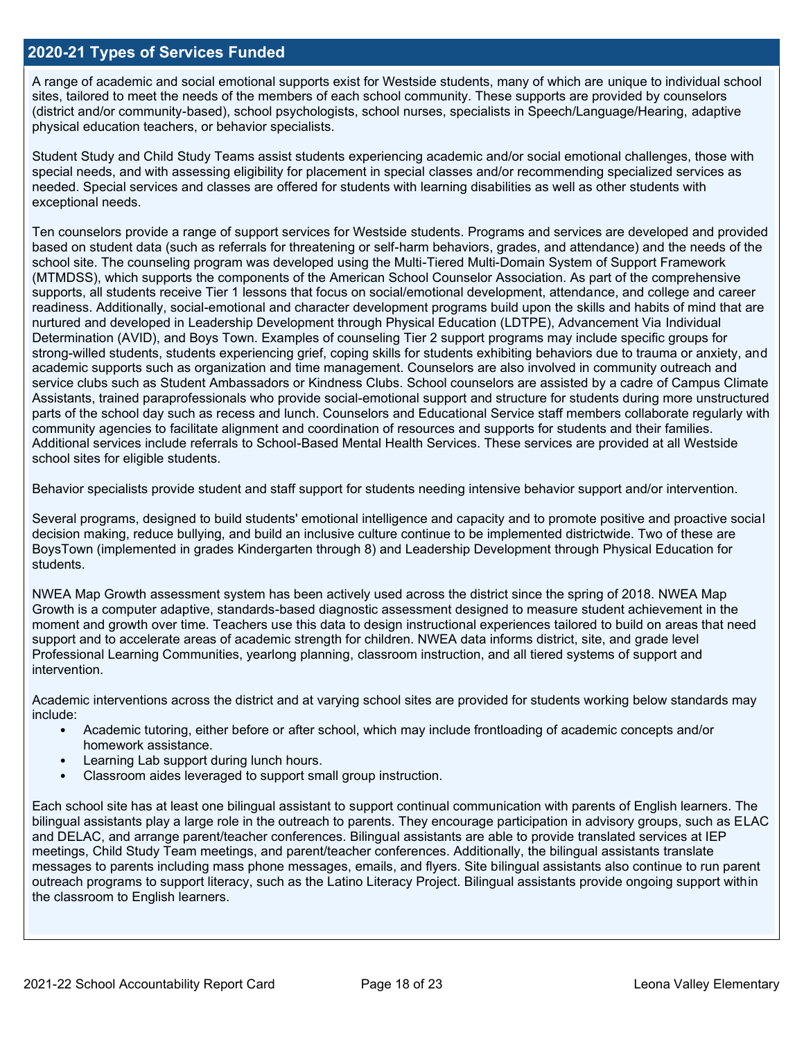## 2020-21 Types of Services Funded

A range of academic and social emotional supports exist for Westside students, many of which are unique to individual school sites, tailored to meet the needs of the members of each school community. These supports are provided by counselors (district and/or community-based), school psychologists, school nurses, specialists in Speech/Language/Hearing, adaptive physical education teachers, or behavior specialists.

Student Study and Child Study Teams assist students experiencing academic and/or social emotional challenges, those with special needs, and with assessing eligibility for placement in special classes and/or recommending specialized services as needed. Special services and classes are offered for students with learning disabilities as well as other students with exceptional needs.

Ten counselors provide a range of support services for Westside students. Programs and services are developed and provided based on student data (such as referrals for threatening or self-harm behaviors, grades, and attendance) and the needs of the school site. The counseling program was developed using the Multi-Tiered Multi-Domain System of Support Framework (MTMDSS), which supports the components of the American School Counselor Association. As part of the comprehensive supports, all students receive Tier 1 lessons that focus on social/emotional development, attendance, and college and career readiness. Additionally, social-emotional and character development programs build upon the skills and habits of mind that are nurtured and developed in Leadership Development through Physical Education (LDTPE), Advancement Via Individual Determination (AVID), and Boys Town. Examples of counseling Tier 2 support programs may include specific groups for strong-willed students, students experiencing grief, coping skills for students exhibiting behaviors due to trauma or anxiety, and academic supports such as organization and time management. Counselors are also involved in community outreach and service clubs such as Student Ambassadors or Kindness Clubs. School counselors are assisted by a cadre of Campus Climate Assistants, trained paraprofessionals who provide social-emotional support and structure for students during more unstructured parts of the school day such as recess and lunch. Counselors and Educational Service staff members collaborate regularly with community agencies to facilitate alignment and coordination of resources and supports for students and their families. Additional services include referrals to School-Based Mental Health Services. These services are provided at all Westside school sites for eligible students.

Behavior specialists provide student and staff support for students needing intensive behavior support and/or intervention.

Several programs, designed to build students' emotional intelligence and capacity and to promote positive and proactive social decision making, reduce bullying, and build an inclusive culture continue to be implemented districtwide. Two of these are BoysTown (implemented in grades Kindergarten through 8) and Leadership Development through Physical Education for students.

NWEA Map Growth assessment system has been actively used across the district since the spring of 2018. NWEA Map Growth is a computer adaptive, standards-based diagnostic assessment designed to measure student achievement in the moment and growth over time. Teachers use this data to design instructional experiences tailored to build on areas that need support and to accelerate areas of academic strength for children. NWEA data informs district, site, and grade level Professional Learning Communities, yearlong planning, classroom instruction, and all tiered systems of support and intervention.

Academic interventions across the district and at varying school sites are provided for students working below standards may include:

- Academic tutoring, either before or after school, which may include frontloading of academic concepts and/or homework assistance.
- Learning Lab support during lunch hours.
- Classroom aides leveraged to support small group instruction.

Each school site has at least one bilingual assistant to support continual communication with parents of English learners. The bilingual assistants play a large role in the outreach to parents. They encourage participation in advisory groups, such as ELAC and DELAC, and arrange parent/teacher conferences. Bilingual assistants are able to provide translated services at IEP meetings, Child Study Team meetings, and parent/teacher conferences. Additionally, the bilingual assistants translate messages to parents including mass phone messages, emails, and flyers. Site bilingual assistants also continue to run parent outreach programs to support literacy, such as the Latino Literacy Project. Bilingual assistants provide ongoing support within the classroom to English learners.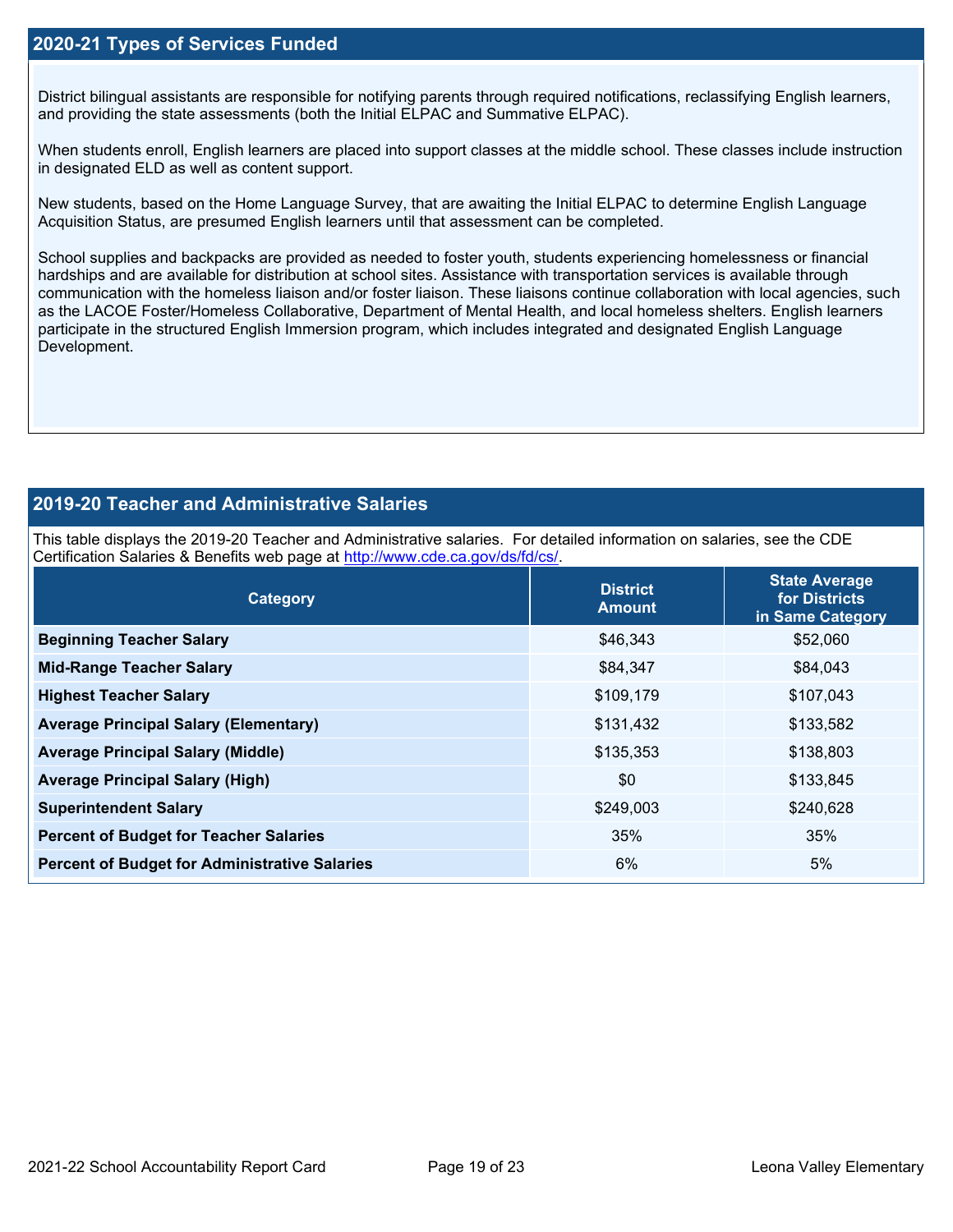## 2020-21 Types of Services Funded

District bilingual assistants are responsible for notifying parents through required notifications, reclassifying English learners, and providing the state assessments (both the Initial ELPAC and Summative ELPAC).

When students enroll, English learners are placed into support classes at the middle school. These classes include instruction in designated ELD as well as content support.

New students, based on the Home Language Survey, that are awaiting the Initial ELPAC to determine English Language Acquisition Status, are presumed English learners until that assessment can be completed.

School supplies and backpacks are provided as needed to foster youth, students experiencing homelessness or financial hardships and are available for distribution at school sites. Assistance with transportation services is available through communication with the homeless liaison and/or foster liaison. These liaisons continue collaboration with local agencies, such as the LACOE Foster/Homeless Collaborative, Department of Mental Health, and local homeless shelters. English learners participate in the structured English Immersion program, which includes integrated and designated English Language Development.

## 2019-20 Teacher and Administrative Salaries

This table displays the 2019-20 Teacher and Administrative salaries. For detailed information on salaries, see the CDE Certification Salaries & Benefits web page at http://www.cde.ca.gov/ds/fd/cs/.

| Category | District Amount | State Average for Districts in Same Category |
| --- | --- | --- |
| **Beginning Teacher Salary** | $46,343 | $52,060 |
| **Mid-Range Teacher Salary** | $84,347 | $84,043 |
| **Highest Teacher Salary** | $109,179 | $107,043 |
| **Average Principal Salary (Elementary)** | $131,432 | $133,582 |
| **Average Principal Salary (Middle)** | $135,353 | $138,803 |
| **Average Principal Salary (High)** | $0 | $133,845 |
| **Superintendent Salary** | $249,003 | $240,628 |
| **Percent of Budget for Teacher Salaries** | 35% | 35% |
| **Percent of Budget for Administrative Salaries** | 6% | 5% |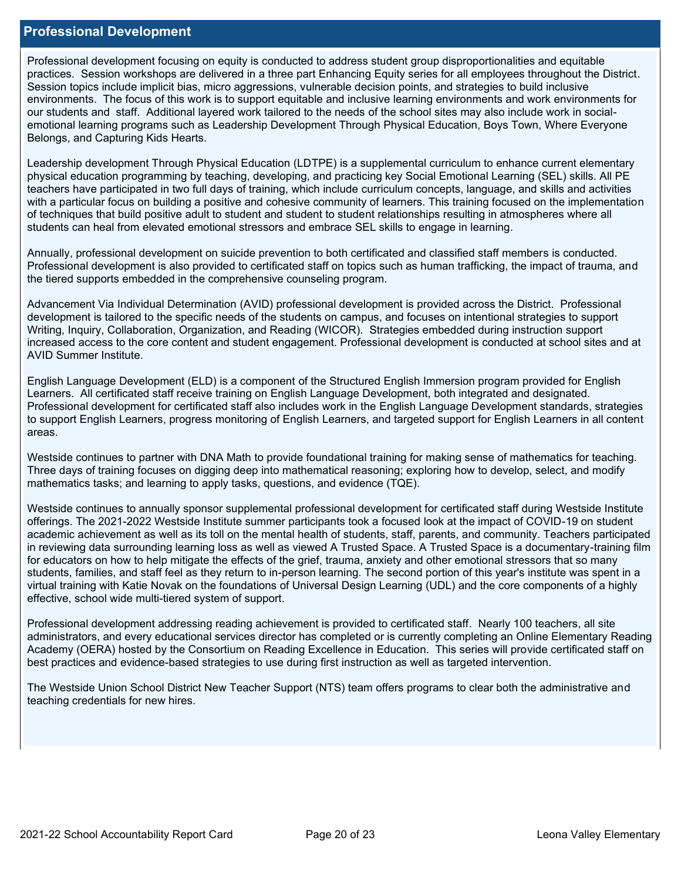## Professional Development

Professional development focusing on equity is conducted to address student group disproportionalities and equitable practices. Session workshops are delivered in a three part Enhancing Equity series for all employees throughout the District. Session topics include implicit bias, micro aggressions, vulnerable decision points, and strategies to build inclusive environments. The focus of this work is to support equitable and inclusive learning environments and work environments for our students and staff. Additional layered work tailored to the needs of the school sites may also include work in social-emotional learning programs such as Leadership Development Through Physical Education, Boys Town, Where Everyone Belongs, and Capturing Kids Hearts.

Leadership development Through Physical Education (LDTPE) is a supplemental curriculum to enhance current elementary physical education programming by teaching, developing, and practicing key Social Emotional Learning (SEL) skills. All PE teachers have participated in two full days of training, which include curriculum concepts, language, and skills and activities with a particular focus on building a positive and cohesive community of learners. This training focused on the implementation of techniques that build positive adult to student and student to student relationships resulting in atmospheres where all students can heal from elevated emotional stressors and embrace SEL skills to engage in learning.

Annually, professional development on suicide prevention to both certificated and classified staff members is conducted. Professional development is also provided to certificated staff on topics such as human trafficking, the impact of trauma, and the tiered supports embedded in the comprehensive counseling program.

Advancement Via Individual Determination (AVID) professional development is provided across the District. Professional development is tailored to the specific needs of the students on campus, and focuses on intentional strategies to support Writing, Inquiry, Collaboration, Organization, and Reading (WICOR). Strategies embedded during instruction support increased access to the core content and student engagement. Professional development is conducted at school sites and at AVID Summer Institute.

English Language Development (ELD) is a component of the Structured English Immersion program provided for English Learners. All certificated staff receive training on English Language Development, both integrated and designated. Professional development for certificated staff also includes work in the English Language Development standards, strategies to support English Learners, progress monitoring of English Learners, and targeted support for English Learners in all content areas.

Westside continues to partner with DNA Math to provide foundational training for making sense of mathematics for teaching. Three days of training focuses on digging deep into mathematical reasoning; exploring how to develop, select, and modify mathematics tasks; and learning to apply tasks, questions, and evidence (TQE).

Westside continues to annually sponsor supplemental professional development for certificated staff during Westside Institute offerings. The 2021-2022 Westside Institute summer participants took a focused look at the impact of COVID-19 on student academic achievement as well as its toll on the mental health of students, staff, parents, and community. Teachers participated in reviewing data surrounding learning loss as well as viewed A Trusted Space. A Trusted Space is a documentary-training film for educators on how to help mitigate the effects of the grief, trauma, anxiety and other emotional stressors that so many students, families, and staff feel as they return to in-person learning. The second portion of this year's institute was spent in a virtual training with Katie Novak on the foundations of Universal Design Learning (UDL) and the core components of a highly effective, school wide multi-tiered system of support.

Professional development addressing reading achievement is provided to certificated staff. Nearly 100 teachers, all site administrators, and every educational services director has completed or is currently completing an Online Elementary Reading Academy (OERA) hosted by the Consortium on Reading Excellence in Education. This series will provide certificated staff on best practices and evidence-based strategies to use during first instruction as well as targeted intervention.

The Westside Union School District New Teacher Support (NTS) team offers programs to clear both the administrative and teaching credentials for new hires.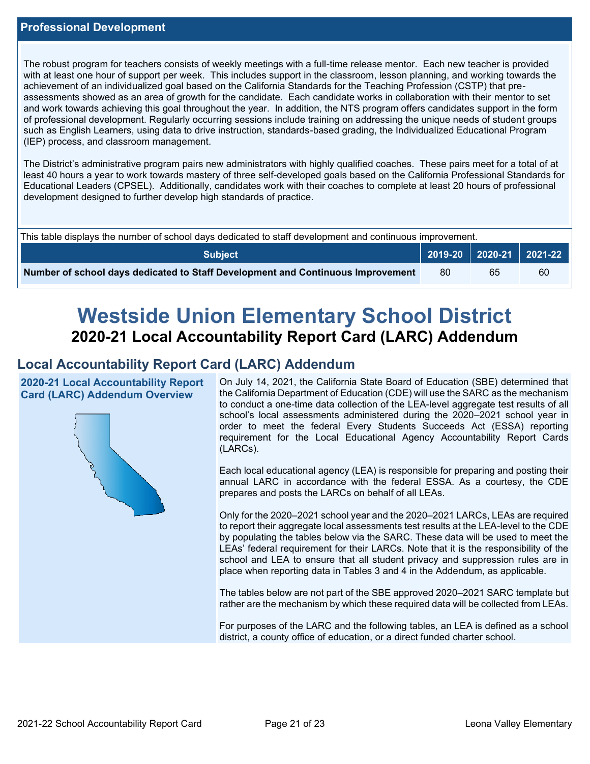## Professional Development

The robust program for teachers consists of weekly meetings with a full-time release mentor. Each new teacher is provided with at least one hour of support per week. This includes support in the classroom, lesson planning, and working towards the achievement of an individualized goal based on the California Standards for the Teaching Profession (CSTP) that pre-assessments showed as an area of growth for the candidate. Each candidate works in collaboration with their mentor to set and work towards achieving this goal throughout the year. In addition, the NTS program offers candidates support in the form of professional development. Regularly occurring sessions include training on addressing the unique needs of student groups such as English Learners, using data to drive instruction, standards-based grading, the Individualized Educational Program (IEP) process, and classroom management.

The District's administrative program pairs new administrators with highly qualified coaches. These pairs meet for a total of at least 40 hours a year to work towards mastery of three self-developed goals based on the California Professional Standards for Educational Leaders (CPSEL). Additionally, candidates work with their coaches to complete at least 20 hours of professional development designed to further develop high standards of practice.

This table displays the number of school days dedicated to staff development and continuous improvement.

| Subject | 2019-20 | 2020-21 | 2021-22 |
|---|---|---|---|
| **Number of school days dedicated to Staff Development and Continuous Improvement** | 80 | 65 | 60 |

# Westside Union Elementary School District

## 2020-21 Local Accountability Report Card (LARC) Addendum

## Local Accountability Report Card (LARC) Addendum

### 2020-21 Local Accountability Report Card (LARC) Addendum Overview

On July 14, 2021, the California State Board of Education (SBE) determined that the California Department of Education (CDE) will use the SARC as the mechanism to conduct a one-time data collection of the LEA-level aggregate test results of all school's local assessments administered during the 2020–2021 school year in order to meet the federal Every Students Succeeds Act (ESSA) reporting requirement for the Local Educational Agency Accountability Report Cards (LARCs).

Each local educational agency (LEA) is responsible for preparing and posting their annual LARC in accordance with the federal ESSA. As a courtesy, the CDE prepares and posts the LARCs on behalf of all LEAs.

Only for the 2020–2021 school year and the 2020–2021 LARCs, LEAs are required to report their aggregate local assessments test results at the LEA-level to the CDE by populating the tables below via the SARC. These data will be used to meet the LEAs' federal requirement for their LARCs. Note that it is the responsibility of the school and LEA to ensure that all student privacy and suppression rules are in place when reporting data in Tables 3 and 4 in the Addendum, as applicable.

The tables below are not part of the SBE approved 2020–2021 SARC template but rather are the mechanism by which these required data will be collected from LEAs.

For purposes of the LARC and the following tables, an LEA is defined as a school district, a county office of education, or a direct funded charter school.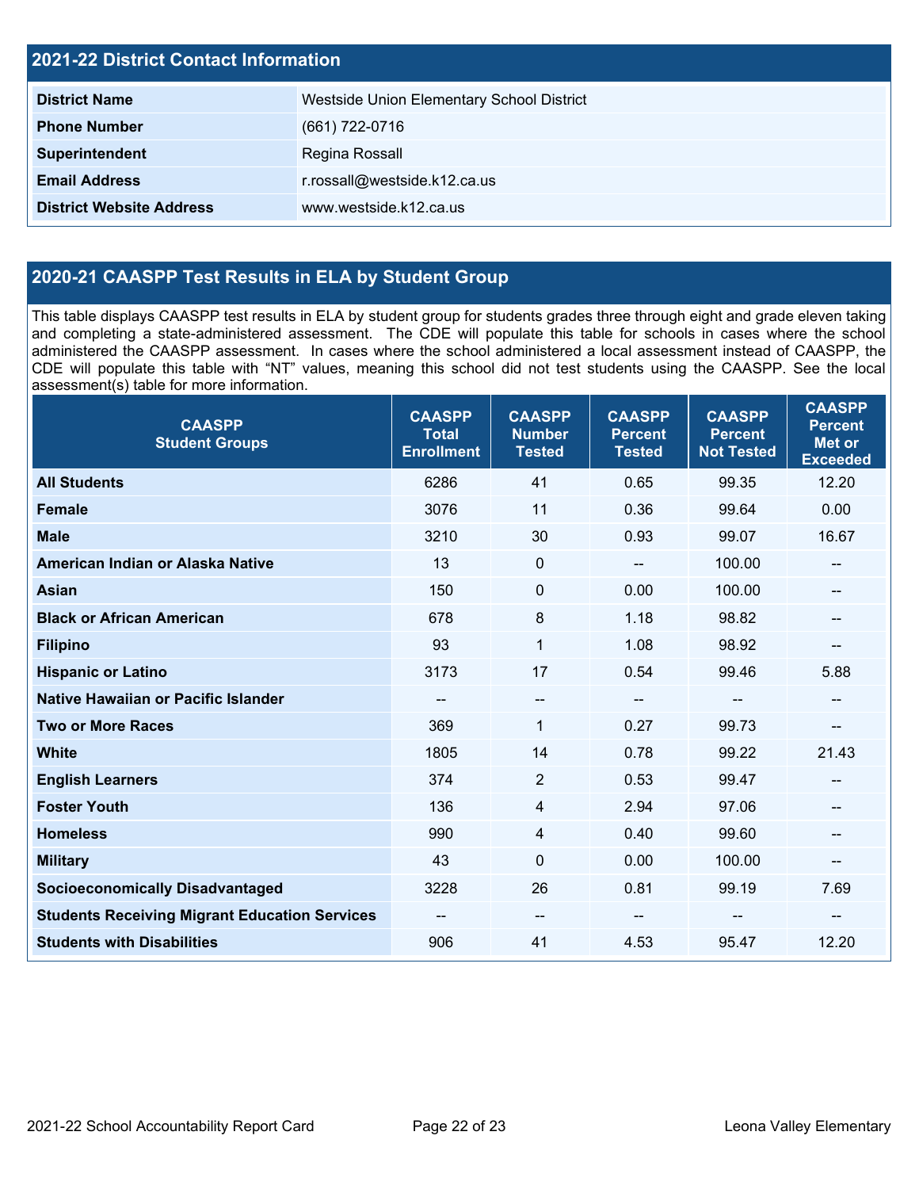## 2021-22 District Contact Information

| | |
|---|---|
| **District Name** | Westside Union Elementary School District |
| **Phone Number** | (661) 722-0716 |
| **Superintendent** | Regina Rossall |
| **Email Address** | r.rossall@westside.k12.ca.us |
| **District Website Address** | www.westside.k12.ca.us |

## 2020-21 CAASPP Test Results in ELA by Student Group

This table displays CAASPP test results in ELA by student group for students grades three through eight and grade eleven taking and completing a state-administered assessment. The CDE will populate this table for schools in cases where the school administered the CAASPP assessment. In cases where the school administered a local assessment instead of CAASPP, the CDE will populate this table with "NT" values, meaning this school did not test students using the CAASPP. See the local assessment(s) table for more information.

| CAASPP Student Groups | CAASPP Total Enrollment | CAASPP Number Tested | CAASPP Percent Tested | CAASPP Percent Not Tested | CAASPP Percent Met or Exceeded |
|---|---|---|---|---|---|
| **All Students** | 6286 | 41 | 0.65 | 99.35 | 12.20 |
| **Female** | 3076 | 11 | 0.36 | 99.64 | 0.00 |
| **Male** | 3210 | 30 | 0.93 | 99.07 | 16.67 |
| **American Indian or Alaska Native** | 13 | 0 | -- | 100.00 | -- |
| **Asian** | 150 | 0 | 0.00 | 100.00 | -- |
| **Black or African American** | 678 | 8 | 1.18 | 98.82 | -- |
| **Filipino** | 93 | 1 | 1.08 | 98.92 | -- |
| **Hispanic or Latino** | 3173 | 17 | 0.54 | 99.46 | 5.88 |
| **Native Hawaiian or Pacific Islander** | -- | -- | -- | -- | -- |
| **Two or More Races** | 369 | 1 | 0.27 | 99.73 | -- |
| **White** | 1805 | 14 | 0.78 | 99.22 | 21.43 |
| **English Learners** | 374 | 2 | 0.53 | 99.47 | -- |
| **Foster Youth** | 136 | 4 | 2.94 | 97.06 | -- |
| **Homeless** | 990 | 4 | 0.40 | 99.60 | -- |
| **Military** | 43 | 0 | 0.00 | 100.00 | -- |
| **Socioeconomically Disadvantaged** | 3228 | 26 | 0.81 | 99.19 | 7.69 |
| **Students Receiving Migrant Education Services** | -- | -- | -- | -- | -- |
| **Students with Disabilities** | 906 | 41 | 4.53 | 95.47 | 12.20 |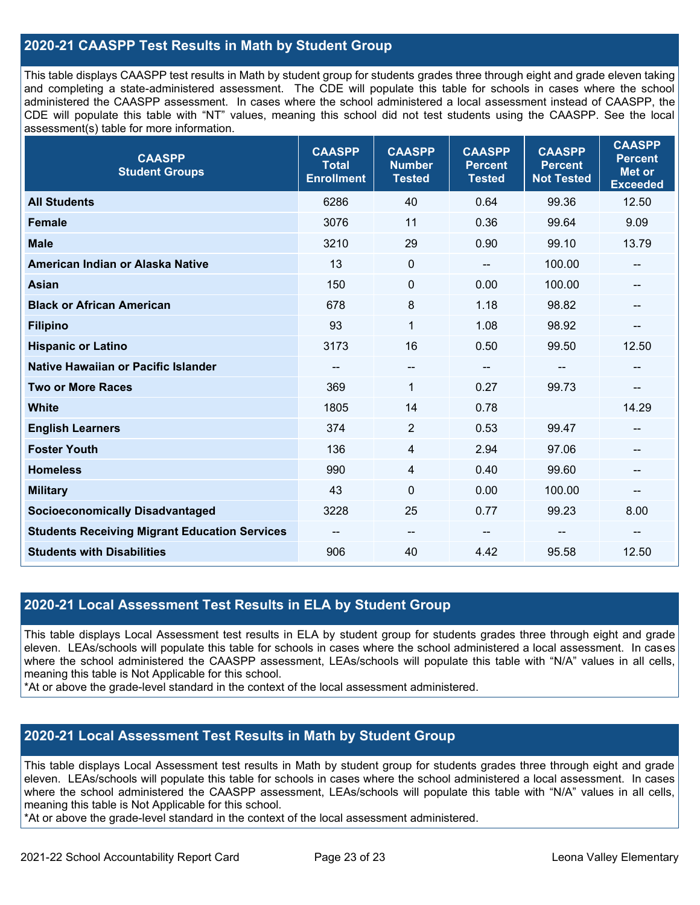## 2020-21 CAASPP Test Results in Math by Student Group

This table displays CAASPP test results in Math by student group for students grades three through eight and grade eleven taking and completing a state-administered assessment. The CDE will populate this table for schools in cases where the school administered the CAASPP assessment. In cases where the school administered a local assessment instead of CAASPP, the CDE will populate this table with "NT" values, meaning this school did not test students using the CAASPP. See the local assessment(s) table for more information.

| CAASPP Student Groups | CAASPP Total Enrollment | CAASPP Number Tested | CAASPP Percent Tested | CAASPP Percent Not Tested | CAASPP Percent Met or Exceeded |
|---|---|---|---|---|---|
| **All Students** | 6286 | 40 | 0.64 | 99.36 | 12.50 |
| **Female** | 3076 | 11 | 0.36 | 99.64 | 9.09 |
| **Male** | 3210 | 29 | 0.90 | 99.10 | 13.79 |
| **American Indian or Alaska Native** | 13 | 0 | -- | 100.00 | -- |
| **Asian** | 150 | 0 | 0.00 | 100.00 | -- |
| **Black or African American** | 678 | 8 | 1.18 | 98.82 | -- |
| **Filipino** | 93 | 1 | 1.08 | 98.92 | -- |
| **Hispanic or Latino** | 3173 | 16 | 0.50 | 99.50 | 12.50 |
| **Native Hawaiian or Pacific Islander** | -- | -- | -- | -- | -- |
| **Two or More Races** | 369 | 1 | 0.27 | 99.73 | -- |
| **White** | 1805 | 14 | 0.78 | | 14.29 |
| **English Learners** | 374 | 2 | 0.53 | 99.47 | -- |
| **Foster Youth** | 136 | 4 | 2.94 | 97.06 | -- |
| **Homeless** | 990 | 4 | 0.40 | 99.60 | -- |
| **Military** | 43 | 0 | 0.00 | 100.00 | -- |
| **Socioeconomically Disadvantaged** | 3228 | 25 | 0.77 | 99.23 | 8.00 |
| **Students Receiving Migrant Education Services** | -- | -- | -- | -- | -- |
| **Students with Disabilities** | 906 | 40 | 4.42 | 95.58 | 12.50 |

## 2020-21 Local Assessment Test Results in ELA by Student Group

This table displays Local Assessment test results in ELA by student group for students grades three through eight and grade eleven. LEAs/schools will populate this table for schools in cases where the school administered a local assessment. In cases where the school administered the CAASPP assessment, LEAs/schools will populate this table with "N/A" values in all cells, meaning this table is Not Applicable for this school.
*At or above the grade-level standard in the context of the local assessment administered.

## 2020-21 Local Assessment Test Results in Math by Student Group

This table displays Local Assessment test results in Math by student group for students grades three through eight and grade eleven. LEAs/schools will populate this table for schools in cases where the school administered a local assessment. In cases where the school administered the CAASPP assessment, LEAs/schools will populate this table with "N/A" values in all cells, meaning this table is Not Applicable for this school.
*At or above the grade-level standard in the context of the local assessment administered.